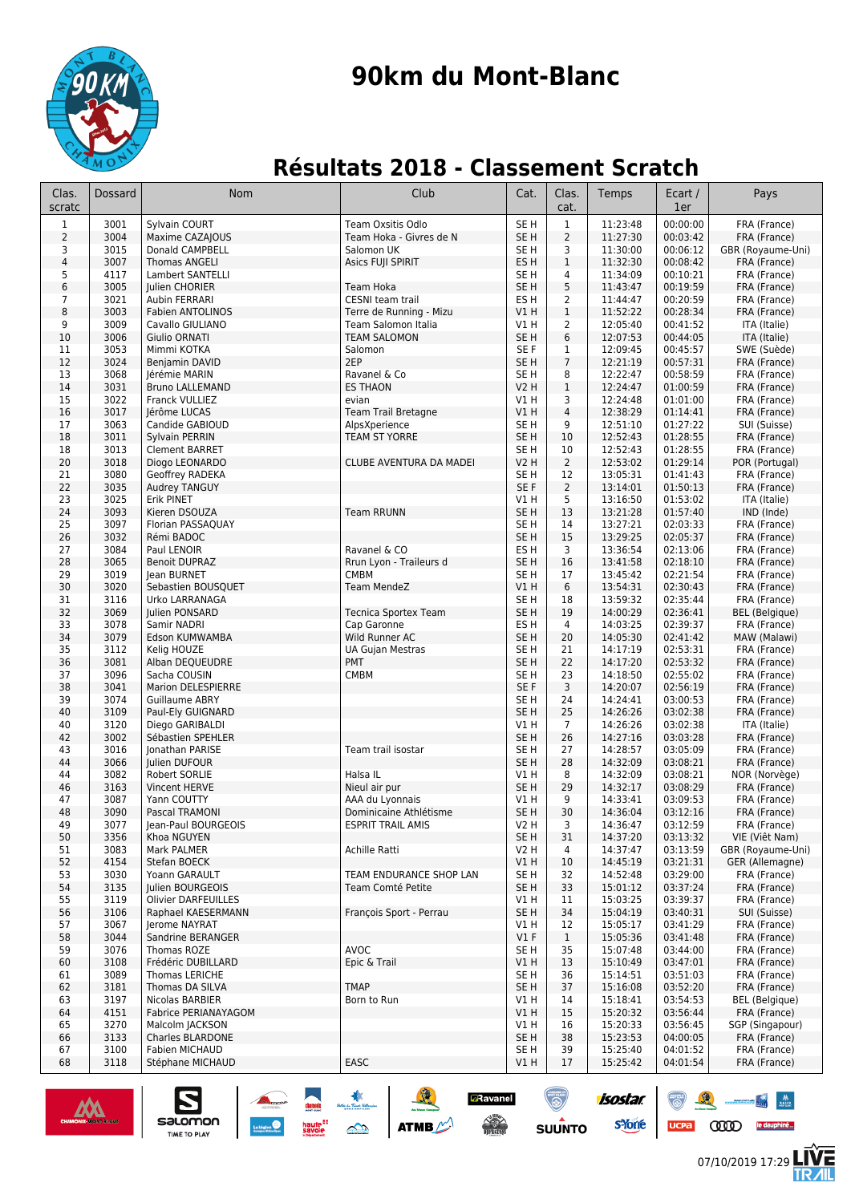# 90km du Mont-Blanc

## Résultats 2018 - Classement Scratch

| Clas. scratc | Dossard | Nom | Club | Cat. | Clas. cat. | Temps | Ecart / 1er | Pays |
|---|---|---|---|---|---|---|---|---|
| 1 | 3001 | Sylvain COURT | Team Oxsitis Odlo | SE H | 1 | 11:23:48 | 00:00:00 | FRA (France) |
| 2 | 3004 | Maxime CAZAJOUS | Team Hoka - Givres de N | SE H | 2 | 11:27:30 | 00:03:42 | FRA (France) |
| 3 | 3015 | Donald CAMPBELL | Salomon UK | SE H | 3 | 11:30:00 | 00:06:12 | GBR (Royaume-Uni) |
| 4 | 3007 | Thomas ANGELI | Asics FUJI SPIRIT | ES H | 1 | 11:32:30 | 00:08:42 | FRA (France) |
| 5 | 4117 | Lambert SANTELLI | | SE H | 4 | 11:34:09 | 00:10:21 | FRA (France) |
| 6 | 3005 | Julien CHORIER | Team Hoka | SE H | 5 | 11:43:47 | 00:19:59 | FRA (France) |
| 7 | 3021 | Aubin FERRARI | CESNI team trail | ES H | 2 | 11:44:47 | 00:20:59 | FRA (France) |
| 8 | 3003 | Fabien ANTOLINOS | Terre de Running - Mizu | V1 H | 1 | 11:52:22 | 00:28:34 | FRA (France) |
| 9 | 3009 | Cavallo GIULIANO | Team Salomon Italia | V1 H | 2 | 12:05:40 | 00:41:52 | ITA (Italie) |
| 10 | 3006 | Giulio ORNATI | TEAM SALOMON | SE H | 6 | 12:07:53 | 00:44:05 | ITA (Italie) |
| 11 | 3053 | Mimmi KOTKA | Salomon | SE F | 1 | 12:09:45 | 00:45:57 | SWE (Suède) |
| 12 | 3024 | Benjamin DAVID | 2EP | SE H | 7 | 12:21:19 | 00:57:31 | FRA (France) |
| 13 | 3068 | Jérémie MARIN | Ravanel & Co | SE H | 8 | 12:22:47 | 00:58:59 | FRA (France) |
| 14 | 3031 | Bruno LALLEMAND | ES THAON | V2 H | 1 | 12:24:47 | 01:00:59 | FRA (France) |
| 15 | 3022 | Franck VULLIEZ | evian | V1 H | 3 | 12:24:48 | 01:01:00 | FRA (France) |
| 16 | 3017 | Jérôme LUCAS | Team Trail Bretagne | V1 H | 4 | 12:38:29 | 01:14:41 | FRA (France) |
| 17 | 3063 | Candide GABIOUD | AlpsXperience | SE H | 9 | 12:51:10 | 01:27:22 | SUI (Suisse) |
| 18 | 3011 | Sylvain PERRIN | TEAM ST YORRE | SE H | 10 | 12:52:43 | 01:28:55 | FRA (France) |
| 18 | 3013 | Clement BARRET | | SE H | 10 | 12:52:43 | 01:28:55 | FRA (France) |
| 20 | 3018 | Diogo LEONARDO | CLUBE AVENTURA DA MADEI | V2 H | 2 | 12:53:02 | 01:29:14 | POR (Portugal) |
| 21 | 3080 | Geoffrey RADEKA | | SE H | 12 | 13:05:31 | 01:41:43 | FRA (France) |
| 22 | 3035 | Audrey TANGUY | | SE F | 2 | 13:14:01 | 01:50:13 | FRA (France) |
| 23 | 3025 | Erik PINET | | V1 H | 5 | 13:16:50 | 01:53:02 | ITA (Italie) |
| 24 | 3093 | Kieren DSOUZA | Team RRUNN | SE H | 13 | 13:21:28 | 01:57:40 | IND (Inde) |
| 25 | 3097 | Florian PASSAQUAY | | SE H | 14 | 13:27:21 | 02:03:33 | FRA (France) |
| 26 | 3032 | Rémi BADOC | | SE H | 15 | 13:29:25 | 02:05:37 | FRA (France) |
| 27 | 3084 | Paul LENOIR | Ravanel & CO | ES H | 3 | 13:36:54 | 02:13:06 | FRA (France) |
| 28 | 3065 | Benoit DUPRAZ | Rrun Lyon - Traileurs d | SE H | 16 | 13:41:58 | 02:18:10 | FRA (France) |
| 29 | 3019 | Jean BURNET | CMBM | SE H | 17 | 13:45:42 | 02:21:54 | FRA (France) |
| 30 | 3020 | Sebastien BOUSQUET | Team MendeZ | V1 H | 6 | 13:54:31 | 02:30:43 | FRA (France) |
| 31 | 3116 | Urko LARRANAGA | | SE H | 18 | 13:59:32 | 02:35:44 | FRA (France) |
| 32 | 3069 | Julien PONSARD | Tecnica Sportex Team | SE H | 19 | 14:00:29 | 02:36:41 | BEL (Belgique) |
| 33 | 3078 | Samir NADRI | Cap Garonne | ES H | 4 | 14:03:25 | 02:39:37 | FRA (France) |
| 34 | 3079 | Edson KUMWAMBA | Wild Runner AC | SE H | 20 | 14:05:30 | 02:41:42 | MAW (Malawi) |
| 35 | 3112 | Kelig HOUZE | UA Gujan Mestras | SE H | 21 | 14:17:19 | 02:53:31 | FRA (France) |
| 36 | 3081 | Alban DEQUEUDRE | PMT | SE H | 22 | 14:17:20 | 02:53:32 | FRA (France) |
| 37 | 3096 | Sacha COUSIN | CMBM | SE H | 23 | 14:18:50 | 02:55:02 | FRA (France) |
| 38 | 3041 | Marion DELESPIERRE | | SE F | 3 | 14:20:07 | 02:56:19 | FRA (France) |
| 39 | 3074 | Guillaume ABRY | | SE H | 24 | 14:24:41 | 03:00:53 | FRA (France) |
| 40 | 3109 | Paul-Ely GUIGNARD | | SE H | 25 | 14:26:26 | 03:02:38 | FRA (France) |
| 40 | 3120 | Diego GARIBALDI | | V1 H | 7 | 14:26:26 | 03:02:38 | ITA (Italie) |
| 42 | 3002 | Sébastien SPEHLER | | SE H | 26 | 14:27:16 | 03:03:28 | FRA (France) |
| 43 | 3016 | Jonathan PARISE | Team trail isostar | SE H | 27 | 14:28:57 | 03:05:09 | FRA (France) |
| 44 | 3066 | Julien DUFOUR | | SE H | 28 | 14:32:09 | 03:08:21 | FRA (France) |
| 44 | 3082 | Robert SORLIE | Halsa IL | V1 H | 8 | 14:32:09 | 03:08:21 | NOR (Norvège) |
| 46 | 3163 | Vincent HERVE | Nieul air pur | SE H | 29 | 14:32:17 | 03:08:29 | FRA (France) |
| 47 | 3087 | Yann COUTTY | AAA du Lyonnais | V1 H | 9 | 14:33:41 | 03:09:53 | FRA (France) |
| 48 | 3090 | Pascal TRAMONI | Dominicaine Athlétisme | SE H | 30 | 14:36:04 | 03:12:16 | FRA (France) |
| 49 | 3077 | Jean-Paul BOURGEOIS | ESPRIT TRAIL AMIS | V2 H | 3 | 14:36:47 | 03:12:59 | FRA (France) |
| 50 | 3356 | Khoa NGUYEN | | SE H | 31 | 14:37:20 | 03:13:32 | VIE (Viêt Nam) |
| 51 | 3083 | Mark PALMER | Achille Ratti | V2 H | 4 | 14:37:47 | 03:13:59 | GBR (Royaume-Uni) |
| 52 | 4154 | Stefan BOECK | | V1 H | 10 | 14:45:19 | 03:21:31 | GER (Allemagne) |
| 53 | 3030 | Yoann GARAULT | TEAM ENDURANCE SHOP LAN | SE H | 32 | 14:52:48 | 03:29:00 | FRA (France) |
| 54 | 3135 | Julien BOURGEOIS | Team Comté Petite | SE H | 33 | 15:01:12 | 03:37:24 | FRA (France) |
| 55 | 3119 | Olivier DARFEUILLES | | V1 H | 11 | 15:03:25 | 03:39:37 | FRA (France) |
| 56 | 3106 | Raphael KAESERMANN | François Sport - Perrau | SE H | 34 | 15:04:19 | 03:40:31 | SUI (Suisse) |
| 57 | 3067 | Jerome NAYRAT | | V1 H | 12 | 15:05:17 | 03:41:29 | FRA (France) |
| 58 | 3044 | Sandrine BERANGER | | V1 F | 1 | 15:05:36 | 03:41:48 | FRA (France) |
| 59 | 3076 | Thomas ROZE | AVOC | SE H | 35 | 15:07:48 | 03:44:00 | FRA (France) |
| 60 | 3108 | Frédéric DUBILLARD | Epic & Trail | V1 H | 13 | 15:10:49 | 03:47:01 | FRA (France) |
| 61 | 3089 | Thomas LERICHE | | SE H | 36 | 15:14:51 | 03:51:03 | FRA (France) |
| 62 | 3181 | Thomas DA SILVA | TMAP | SE H | 37 | 15:16:08 | 03:52:20 | FRA (France) |
| 63 | 3197 | Nicolas BARBIER | Born to Run | V1 H | 14 | 15:18:41 | 03:54:53 | BEL (Belgique) |
| 64 | 4151 | Fabrice PERIANAYAGOM | | V1 H | 15 | 15:20:32 | 03:56:44 | FRA (France) |
| 65 | 3270 | Malcolm JACKSON | | V1 H | 16 | 15:20:33 | 03:56:45 | SGP (Singapour) |
| 66 | 3133 | Charles BLARDONE | | SE H | 38 | 15:23:53 | 04:00:05 | FRA (France) |
| 67 | 3100 | Fabien MICHAUD | | SE H | 39 | 15:25:40 | 04:01:52 | FRA (France) |
| 68 | 3118 | Stéphane MICHAUD | EASC | V1 H | 17 | 15:25:42 | 04:01:54 | FRA (France) |

07/10/2019 17:29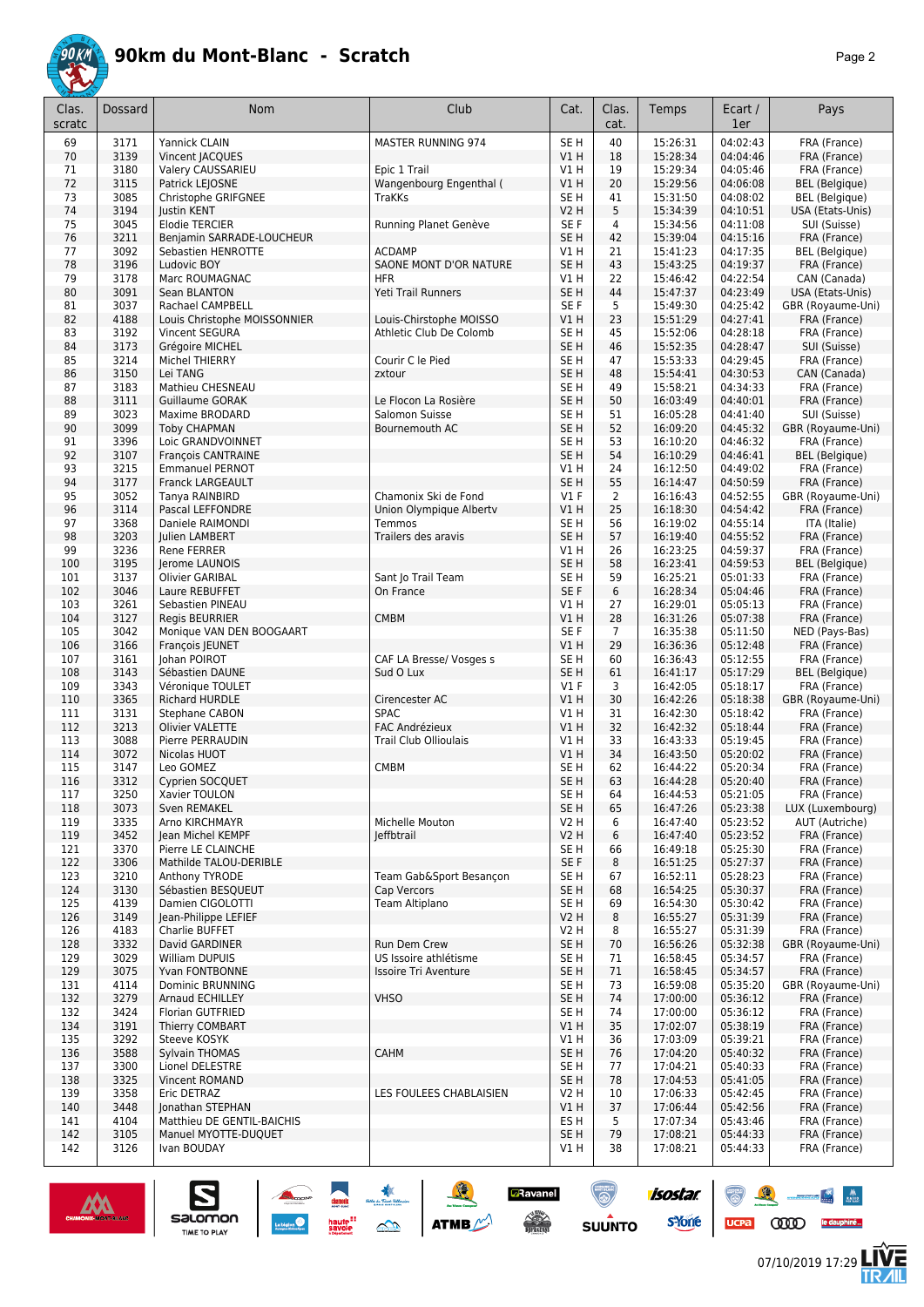# 90km du Mont-Blanc - Scratch

| Clas. scratc | Dossard | Nom | Club | Cat. | Clas. cat. | Temps | Ecart / 1er | Pays |
|---|---|---|---|---|---|---|---|---|
| 69 | 3171 | Yannick CLAIN | MASTER RUNNING 974 | SE H | 40 | 15:26:31 | 04:02:43 | FRA (France) |
| 70 | 3139 | Vincent JACQUES | | V1 H | 18 | 15:28:34 | 04:04:46 | FRA (France) |
| 71 | 3180 | Valery CAUSSARIEU | Epic 1 Trail | V1 H | 19 | 15:29:34 | 04:05:46 | FRA (France) |
| 72 | 3115 | Patrick LEJOSNE | Wangenbourg Engenthal ( | V1 H | 20 | 15:29:56 | 04:06:08 | BEL (Belgique) |
| 73 | 3085 | Christophe GRIFGNEE | TraKKs | SE H | 41 | 15:31:50 | 04:08:02 | BEL (Belgique) |
| 74 | 3194 | Justin KENT | | V2 H | 5 | 15:34:39 | 04:10:51 | USA (Etats-Unis) |
| 75 | 3045 | Elodie TERCIER | Running Planet Genève | SE F | 4 | 15:34:56 | 04:11:08 | SUI (Suisse) |
| 76 | 3211 | Benjamin SARRADE-LOUCHEUR | | SE H | 42 | 15:39:04 | 04:15:16 | FRA (France) |
| 77 | 3092 | Sebastien HENROTTE | ACDAMP | V1 H | 21 | 15:41:23 | 04:17:35 | BEL (Belgique) |
| 78 | 3196 | Ludovic BOY | SAONE MONT D'OR NATURE | SE H | 43 | 15:43:25 | 04:19:37 | FRA (France) |
| 79 | 3178 | Marc ROUMAGNAC | HFR | V1 H | 22 | 15:46:42 | 04:22:54 | CAN (Canada) |
| 80 | 3091 | Sean BLANTON | Yeti Trail Runners | SE H | 44 | 15:47:37 | 04:23:49 | USA (Etats-Unis) |
| 81 | 3037 | Rachael CAMPBELL | | SE F | 5 | 15:49:30 | 04:25:42 | GBR (Royaume-Uni) |
| 82 | 4188 | Louis Christophe MOISSONNIER | Louis-Chirstophe MOISSO | V1 H | 23 | 15:51:29 | 04:27:41 | FRA (France) |
| 83 | 3192 | Vincent SEGURA | Athletic Club De Colomb | SE H | 45 | 15:52:06 | 04:28:18 | FRA (France) |
| 84 | 3173 | Grégoire MICHEL | | SE H | 46 | 15:52:35 | 04:28:47 | SUI (Suisse) |
| 85 | 3214 | Michel THIERRY | Courir C le Pied | SE H | 47 | 15:53:33 | 04:29:45 | FRA (France) |
| 86 | 3150 | Lei TANG | zxtour | SE H | 48 | 15:54:41 | 04:30:53 | CAN (Canada) |
| 87 | 3183 | Mathieu CHESNEAU | | SE H | 49 | 15:58:21 | 04:34:33 | FRA (France) |
| 88 | 3111 | Guillaume GORAK | Le Flocon La Rosière | SE H | 50 | 16:03:49 | 04:40:01 | FRA (France) |
| 89 | 3023 | Maxime BRODARD | Salomon Suisse | SE H | 51 | 16:05:28 | 04:41:40 | SUI (Suisse) |
| 90 | 3099 | Toby CHAPMAN | Bournemouth AC | SE H | 52 | 16:09:20 | 04:45:32 | GBR (Royaume-Uni) |
| 91 | 3396 | Loic GRANDVOINNET | | SE H | 53 | 16:10:20 | 04:46:32 | FRA (France) |
| 92 | 3107 | François CANTRAINE | | SE H | 54 | 16:10:29 | 04:46:41 | BEL (Belgique) |
| 93 | 3215 | Emmanuel PERNOT | | V1 H | 24 | 16:12:50 | 04:49:02 | FRA (France) |
| 94 | 3177 | Franck LARGEAULT | | SE H | 55 | 16:14:47 | 04:50:59 | FRA (France) |
| 95 | 3052 | Tanya RAINBIRD | Chamonix Ski de Fond | V1 F | 2 | 16:16:43 | 04:52:55 | GBR (Royaume-Uni) |
| 96 | 3114 | Pascal LEFFONDRE | Union Olympique Albertv | V1 H | 25 | 16:18:30 | 04:54:42 | FRA (France) |
| 97 | 3368 | Daniele RAIMONDI | Temmos | SE H | 56 | 16:19:02 | 04:55:14 | ITA (Italie) |
| 98 | 3203 | Julien LAMBERT | Trailers des aravis | SE H | 57 | 16:19:40 | 04:55:52 | FRA (France) |
| 99 | 3236 | Rene FERRER | | V1 H | 26 | 16:23:25 | 04:59:37 | FRA (France) |
| 100 | 3195 | Jerome LAUNOIS | | SE H | 58 | 16:23:41 | 04:59:53 | BEL (Belgique) |
| 101 | 3137 | Olivier GARIBAL | Sant Jo Trail Team | SE H | 59 | 16:25:21 | 05:01:33 | FRA (France) |
| 102 | 3046 | Laure REBUFFET | On France | SE F | 6 | 16:28:34 | 05:04:46 | FRA (France) |
| 103 | 3261 | Sebastien PINEAU | | V1 H | 27 | 16:29:01 | 05:05:13 | FRA (France) |
| 104 | 3127 | Regis BEURRIER | CMBM | V1 H | 28 | 16:31:26 | 05:07:38 | FRA (France) |
| 105 | 3042 | Monique VAN DEN BOOGAART | | SE F | 7 | 16:35:38 | 05:11:50 | NED (Pays-Bas) |
| 106 | 3166 | François JEUNET | | V1 H | 29 | 16:36:36 | 05:12:48 | FRA (France) |
| 107 | 3161 | Johan POIROT | CAF LA Bresse/ Vosges s | SE H | 60 | 16:36:43 | 05:12:55 | FRA (France) |
| 108 | 3143 | Sébastien DAUNE | Sud O Lux | SE H | 61 | 16:41:17 | 05:17:29 | BEL (Belgique) |
| 109 | 3343 | Véronique TOULET | | V1 F | 3 | 16:42:05 | 05:18:17 | FRA (France) |
| 110 | 3365 | Richard HURDLE | Cirencester AC | V1 H | 30 | 16:42:26 | 05:18:38 | GBR (Royaume-Uni) |
| 111 | 3131 | Stephane CABON | SPAC | V1 H | 31 | 16:42:30 | 05:18:42 | FRA (France) |
| 112 | 3213 | Olivier VALETTE | FAC Andrézieux | V1 H | 32 | 16:42:32 | 05:18:44 | FRA (France) |
| 113 | 3088 | Pierre PERRAUDIN | Trail Club Ollioulais | V1 H | 33 | 16:43:33 | 05:19:45 | FRA (France) |
| 114 | 3072 | Nicolas HUOT | | V1 H | 34 | 16:43:50 | 05:20:02 | FRA (France) |
| 115 | 3147 | Leo GOMEZ | CMBM | SE H | 62 | 16:44:22 | 05:20:34 | FRA (France) |
| 116 | 3312 | Cyprien SOCQUET | | SE H | 63 | 16:44:28 | 05:20:40 | FRA (France) |
| 117 | 3250 | Xavier TOULON | | SE H | 64 | 16:44:53 | 05:21:05 | FRA (France) |
| 118 | 3073 | Sven REMAKEL | | SE H | 65 | 16:47:26 | 05:23:38 | LUX (Luxembourg) |
| 119 | 3335 | Arno KIRCHMAYR | Michelle Mouton | V2 H | 6 | 16:47:40 | 05:23:52 | AUT (Autriche) |
| 119 | 3452 | Jean Michel KEMPF | Jeffbtrail | V2 H | 6 | 16:47:40 | 05:23:52 | FRA (France) |
| 121 | 3370 | Pierre LE CLAINCHE | | SE H | 66 | 16:49:18 | 05:25:30 | FRA (France) |
| 122 | 3306 | Mathilde TALOU-DERIBLE | | SE F | 8 | 16:51:25 | 05:27:37 | FRA (France) |
| 123 | 3210 | Anthony TYRODE | Team Gab&Sport Besançon | SE H | 67 | 16:52:11 | 05:28:23 | FRA (France) |
| 124 | 3130 | Sébastien BESQUEUT | Cap Vercors | SE H | 68 | 16:54:25 | 05:30:37 | FRA (France) |
| 125 | 4139 | Damien CIGOLOTTI | Team Altiplano | SE H | 69 | 16:54:30 | 05:30:42 | FRA (France) |
| 126 | 3149 | Jean-Philippe LEFIEF | | V2 H | 8 | 16:55:27 | 05:31:39 | FRA (France) |
| 126 | 4183 | Charlie BUFFET | | V2 H | 8 | 16:55:27 | 05:31:39 | FRA (France) |
| 128 | 3332 | David GARDINER | Run Dem Crew | SE H | 70 | 16:56:26 | 05:32:38 | GBR (Royaume-Uni) |
| 129 | 3029 | William DUPUIS | US Issoire athlétisme | SE H | 71 | 16:58:45 | 05:34:57 | FRA (France) |
| 129 | 3075 | Yvan FONTBONNE | Issoire Tri Aventure | SE H | 71 | 16:58:45 | 05:34:57 | FRA (France) |
| 131 | 4114 | Dominic BRUNNING | | SE H | 73 | 16:59:08 | 05:35:20 | GBR (Royaume-Uni) |
| 132 | 3279 | Arnaud ECHILLEY | VHSO | SE H | 74 | 17:00:00 | 05:36:12 | FRA (France) |
| 132 | 3424 | Florian GUTFRIED | | SE H | 74 | 17:00:00 | 05:36:12 | FRA (France) |
| 134 | 3191 | Thierry COMBART | | V1 H | 35 | 17:02:07 | 05:38:19 | FRA (France) |
| 135 | 3292 | Steeve KOSYK | | V1 H | 36 | 17:03:09 | 05:39:21 | FRA (France) |
| 136 | 3588 | Sylvain THOMAS | CAHM | SE H | 76 | 17:04:20 | 05:40:32 | FRA (France) |
| 137 | 3300 | Lionel DELESTRE | | SE H | 77 | 17:04:21 | 05:40:33 | FRA (France) |
| 138 | 3325 | Vincent ROMAND | | SE H | 78 | 17:04:53 | 05:41:05 | FRA (France) |
| 139 | 3358 | Eric DETRAZ | LES FOULEES CHABLAISIEN | V2 H | 10 | 17:06:33 | 05:42:45 | FRA (France) |
| 140 | 3448 | Jonathan STEPHAN | | V1 H | 37 | 17:06:44 | 05:42:56 | FRA (France) |
| 141 | 4104 | Matthieu DE GENTIL-BAICHIS | | ES H | 5 | 17:07:34 | 05:43:46 | FRA (France) |
| 142 | 3105 | Manuel MYOTTE-DUQUET | | SE H | 79 | 17:08:21 | 05:44:33 | FRA (France) |
| 142 | 3126 | Ivan BOUDAY | | V1 H | 38 | 17:08:21 | 05:44:33 | FRA (France) |

07/10/2019 17:29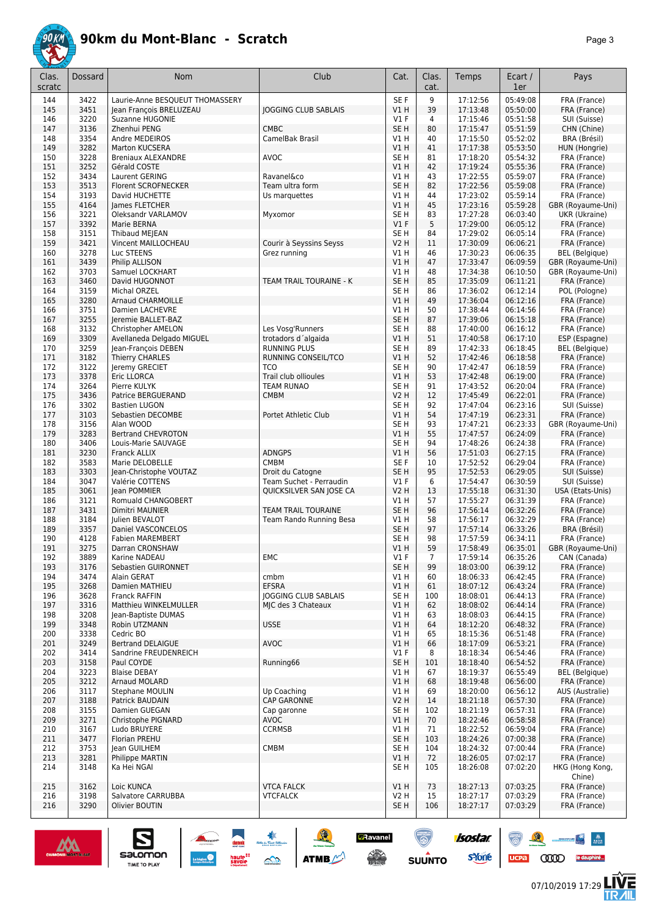# 90km du Mont-Blanc - Scratch

| Clas. scratc | Dossard | Nom | Club | Cat. | Clas. cat. | Temps | Ecart / 1er | Pays |
|---|---|---|---|---|---|---|---|---|
| 144 | 3422 | Laurie-Anne BESQUEUT THOMASSERY | | SE F | 9 | 17:12:56 | 05:49:08 | FRA (France) |
| 145 | 3451 | Jean François BRELUZEAU | JOGGING CLUB SABLAIS | V1 H | 39 | 17:13:48 | 05:50:00 | FRA (France) |
| 146 | 3220 | Suzanne HUGONIE | | V1 F | 4 | 17:15:46 | 05:51:58 | SUI (Suisse) |
| 147 | 3136 | Zhenhui PENG | CMBC | SE H | 80 | 17:15:47 | 05:51:59 | CHN (Chine) |
| 148 | 3354 | Andre MEDEIROS | CamelBak Brasil | V1 H | 40 | 17:15:50 | 05:52:02 | BRA (Brésil) |
| 149 | 3282 | Marton KUCSERA | | V1 H | 41 | 17:17:38 | 05:53:50 | HUN (Hongrie) |
| 150 | 3228 | Breniaux ALEXANDRE | AVOC | SE H | 81 | 17:18:20 | 05:54:32 | FRA (France) |
| 151 | 3252 | Gérald COSTE | | V1 H | 42 | 17:19:24 | 05:55:36 | FRA (France) |
| 152 | 3434 | Laurent GERING | Ravanel&co | V1 H | 43 | 17:22:55 | 05:59:07 | FRA (France) |
| 153 | 3513 | Florent SCROFNECKER | Team ultra form | SE H | 82 | 17:22:56 | 05:59:08 | FRA (France) |
| 154 | 3193 | David HUCHETTE | Us marquettes | V1 H | 44 | 17:23:02 | 05:59:14 | FRA (France) |
| 155 | 4164 | James FLETCHER | | V1 H | 45 | 17:23:16 | 05:59:28 | GBR (Royaume-Uni) |
| 156 | 3221 | Oleksandr VARLAMOV | Myxomor | SE H | 83 | 17:27:28 | 06:03:40 | UKR (Ukraine) |
| 157 | 3392 | Marie BERNA | | V1 F | 5 | 17:29:00 | 06:05:12 | FRA (France) |
| 158 | 3151 | Thibaud MEJEAN | | SE H | 84 | 17:29:02 | 06:05:14 | FRA (France) |
| 159 | 3421 | Vincent MAILLOCHEAU | Courir à Seyssins Seys | V2 H | 11 | 17:30:09 | 06:06:21 | FRA (France) |
| 160 | 3278 | Luc STEENS | Grez running | V1 H | 46 | 17:30:23 | 06:06:35 | BEL (Belgique) |
| 161 | 3439 | Philip ALLISON | | V1 H | 47 | 17:33:47 | 06:09:59 | GBR (Royaume-Uni) |
| 162 | 3703 | Samuel LOCKHART | | V1 H | 48 | 17:34:38 | 06:10:50 | GBR (Royaume-Uni) |
| 163 | 3460 | David HUGONNOT | TEAM TRAIL TOURAINE - K | SE H | 85 | 17:35:09 | 06:11:21 | FRA (France) |
| 164 | 3159 | Michal ORZEL | | SE H | 86 | 17:36:02 | 06:12:14 | POL (Pologne) |
| 165 | 3280 | Arnaud CHARMOILLE | | V1 H | 49 | 17:36:04 | 06:12:16 | FRA (France) |
| 166 | 3751 | Damien LACHEVRE | | V1 H | 50 | 17:38:44 | 06:14:56 | FRA (France) |
| 167 | 3255 | Jeremie BALLET-BAZ | | SE H | 87 | 17:39:06 | 06:15:18 | FRA (France) |
| 168 | 3132 | Christopher AMELON | Les Vosg'Runners | SE H | 88 | 17:40:00 | 06:16:12 | FRA (France) |
| 169 | 3309 | Avellaneda Delgado MIGUEL | trotadors d´algaida | V1 H | 51 | 17:40:58 | 06:17:10 | ESP (Espagne) |
| 170 | 3259 | Jean-François DEBEN | RUNNING PLUS | SE H | 89 | 17:42:33 | 06:18:45 | BEL (Belgique) |
| 171 | 3182 | Thierry CHARLES | RUNNING CONSEIL/TCO | V1 H | 52 | 17:42:46 | 06:18:58 | FRA (France) |
| 172 | 3122 | Jeremy GRECIET | TCO | SE H | 90 | 17:42:47 | 06:18:59 | FRA (France) |
| 173 | 3378 | Eric LLORCA | Trail club ollioules | V1 H | 53 | 17:42:48 | 06:19:00 | FRA (France) |
| 174 | 3264 | Pierre KULYK | TEAM RUNAO | SE H | 91 | 17:43:52 | 06:20:04 | FRA (France) |
| 175 | 3436 | Patrice BERGUERAND | CMBM | V2 H | 12 | 17:45:49 | 06:22:01 | FRA (France) |
| 176 | 3302 | Bastien LUGON | | SE H | 92 | 17:47:04 | 06:23:16 | SUI (Suisse) |
| 177 | 3103 | Sebastien DECOMBE | Portet Athletic Club | V1 H | 54 | 17:47:19 | 06:23:31 | FRA (France) |
| 178 | 3156 | Alan WOOD | | SE H | 93 | 17:47:21 | 06:23:33 | GBR (Royaume-Uni) |
| 179 | 3283 | Bertrand CHEVROTON | | V1 H | 55 | 17:47:57 | 06:24:09 | FRA (France) |
| 180 | 3406 | Louis-Marie SAUVAGE | | SE H | 94 | 17:48:26 | 06:24:38 | FRA (France) |
| 181 | 3230 | Franck ALLIX | ADNGPS | V1 H | 56 | 17:51:03 | 06:27:15 | FRA (France) |
| 182 | 3583 | Marie DELOBELLE | CMBM | SE F | 10 | 17:52:52 | 06:29:04 | FRA (France) |
| 183 | 3303 | Jean-Christophe VOUTAZ | Droit du Catogne | SE H | 95 | 17:52:53 | 06:29:05 | SUI (Suisse) |
| 184 | 3047 | Valérie COTTENS | Team Suchet - Perraudin | V1 F | 6 | 17:54:47 | 06:30:59 | SUI (Suisse) |
| 185 | 3061 | Jean POMMIER | QUICKSILVER SAN JOSE CA | V2 H | 13 | 17:55:18 | 06:31:30 | USA (Etats-Unis) |
| 186 | 3121 | Romuald CHANGOBERT | | V1 H | 57 | 17:55:27 | 06:31:39 | FRA (France) |
| 187 | 3431 | Dimitri MAUNIER | TEAM TRAIL TOURAINE | SE H | 96 | 17:56:14 | 06:32:26 | FRA (France) |
| 188 | 3184 | Julien BEVALOT | Team Rando Running Besa | V1 H | 58 | 17:56:17 | 06:32:29 | FRA (France) |
| 189 | 3357 | Daniel VASCONCELOS | | SE H | 97 | 17:57:14 | 06:33:26 | BRA (Brésil) |
| 190 | 4128 | Fabien MAREMBERT | | SE H | 98 | 17:57:59 | 06:34:11 | FRA (France) |
| 191 | 3275 | Darran CRONSHAW | | V1 H | 59 | 17:58:49 | 06:35:01 | GBR (Royaume-Uni) |
| 192 | 3889 | Karine NADEAU | EMC | V1 F | 7 | 17:59:14 | 06:35:26 | CAN (Canada) |
| 193 | 3176 | Sebastien GUIRONNET | | SE H | 99 | 18:03:00 | 06:39:12 | FRA (France) |
| 194 | 3474 | Alain GERAT | cmbm | V1 H | 60 | 18:06:33 | 06:42:45 | FRA (France) |
| 195 | 3268 | Damien MATHIEU | EFSRA | V1 H | 61 | 18:07:12 | 06:43:24 | FRA (France) |
| 196 | 3628 | Franck RAFFIN | JOGGING CLUB SABLAIS | SE H | 100 | 18:08:01 | 06:44:13 | FRA (France) |
| 197 | 3316 | Matthieu WINKELMULLER | MJC des 3 Chateaux | V1 H | 62 | 18:08:02 | 06:44:14 | FRA (France) |
| 198 | 3208 | Jean-Baptiste DUMAS | | V1 H | 63 | 18:08:03 | 06:44:15 | FRA (France) |
| 199 | 3348 | Robin UTZMANN | USSE | V1 H | 64 | 18:12:20 | 06:48:32 | FRA (France) |
| 200 | 3338 | Cedric BO | | V1 H | 65 | 18:15:36 | 06:51:48 | FRA (France) |
| 201 | 3249 | Bertrand DELAIGUE | AVOC | V1 H | 66 | 18:17:09 | 06:53:21 | FRA (France) |
| 202 | 3414 | Sandrine FREUDENREICH | | V1 F | 8 | 18:18:34 | 06:54:46 | FRA (France) |
| 203 | 3158 | Paul COYDE | Running66 | SE H | 101 | 18:18:40 | 06:54:52 | FRA (France) |
| 204 | 3223 | Blaise DEBAY | | V1 H | 67 | 18:19:37 | 06:55:49 | BEL (Belgique) |
| 205 | 3212 | Arnaud MOLARD | | V1 H | 68 | 18:19:48 | 06:56:00 | FRA (France) |
| 206 | 3117 | Stephane MOULIN | Up Coaching | V1 H | 69 | 18:20:00 | 06:56:12 | AUS (Australie) |
| 207 | 3188 | Patrick BAUDAIN | CAP GARONNE | V2 H | 14 | 18:21:18 | 06:57:30 | FRA (France) |
| 208 | 3155 | Damien GUEGAN | Cap garonne | SE H | 102 | 18:21:19 | 06:57:31 | FRA (France) |
| 209 | 3271 | Christophe PIGNARD | AVOC | V1 H | 70 | 18:22:46 | 06:58:58 | FRA (France) |
| 210 | 3167 | Ludo BRUYERE | CCRMSB | V1 H | 71 | 18:22:52 | 06:59:04 | FRA (France) |
| 211 | 3477 | Florian PREHU | | SE H | 103 | 18:24:26 | 07:00:38 | FRA (France) |
| 212 | 3753 | Jean GUILHEM | CMBM | SE H | 104 | 18:24:32 | 07:00:44 | FRA (France) |
| 213 | 3281 | Philippe MARTIN | | V1 H | 72 | 18:26:05 | 07:02:17 | FRA (France) |
| 214 | 3148 | Ka Hei NGAI | | SE H | 105 | 18:26:08 | 07:02:20 | HKG (Hong Kong, Chine) |
| 215 | 3162 | Loic KUNCA | VTCA FALCK | V1 H | 73 | 18:27:13 | 07:03:25 | FRA (France) |
| 216 | 3198 | Salvatore CARRUBBA | VTCFALCK | V2 H | 15 | 18:27:17 | 07:03:29 | FRA (France) |
| 216 | 3290 | Olivier BOUTIN | | SE H | 106 | 18:27:17 | 07:03:29 | FRA (France) |

07/10/2019 17:29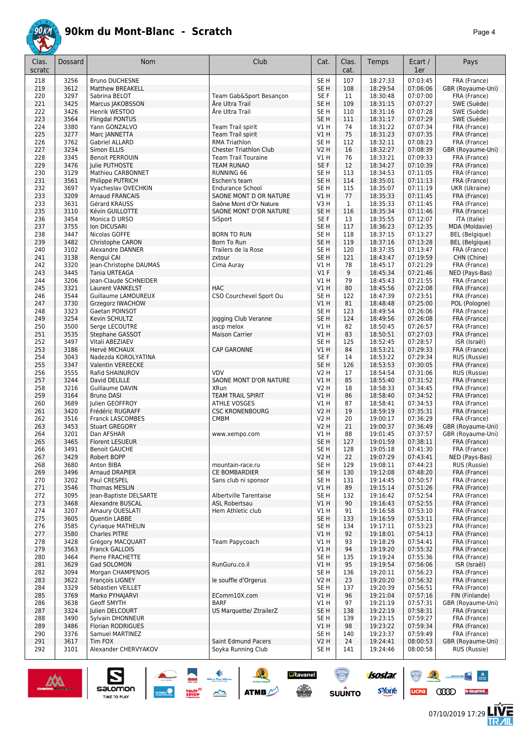# 90km du Mont-Blanc - Scratch

| Clas. scratc | Dossard | Nom | Club | Cat. | Clas. cat. | Temps | Ecart / 1er | Pays |
|---|---|---|---|---|---|---|---|---|
| 218 | 3256 | Bruno DUCHESNE | | SE H | 107 | 18:27:33 | 07:03:45 | FRA (France) |
| 219 | 3612 | Matthew BREAKELL | | SE H | 108 | 18:29:54 | 07:06:06 | GBR (Royaume-Uni) |
| 220 | 3297 | Sabrina BELOT | Team Gab&Sport Besançon | SE F | 11 | 18:30:48 | 07:07:00 | FRA (France) |
| 221 | 3425 | Marcus JAKOBSSON | Åre Ultra Trail | SE H | 109 | 18:31:15 | 07:07:27 | SWE (Suède) |
| 222 | 3426 | Henrik WESTOO | Åre Ultra Trail | SE H | 110 | 18:31:16 | 07:07:28 | SWE (Suède) |
| 223 | 3564 | Flingdal PONTUS | | SE H | 111 | 18:31:17 | 07:07:29 | SWE (Suède) |
| 224 | 3380 | Yann GONZALVO | Team Trail spirit | V1 H | 74 | 18:31:22 | 07:07:34 | FRA (France) |
| 225 | 3277 | Marc JANNETTA | Team Trail spirit | V1 H | 75 | 18:31:23 | 07:07:35 | FRA (France) |
| 226 | 3762 | Gabriel ALLARD | RMA Triathlon | SE H | 112 | 18:32:11 | 07:08:23 | FRA (France) |
| 227 | 3234 | Simon ELLIS | Chester Triathlon Club | V2 H | 16 | 18:32:27 | 07:08:39 | GBR (Royaume-Uni) |
| 228 | 3345 | Benoit PERROUIN | Team Trail Touraine | V1 H | 76 | 18:33:21 | 07:09:33 | FRA (France) |
| 229 | 3476 | Julie PUTHOSTE | TEAM RUNAO | SE F | 12 | 18:34:27 | 07:10:39 | FRA (France) |
| 230 | 3129 | Mathieu CARBONNET | RUNNING 66 | SE H | 113 | 18:34:53 | 07:11:05 | FRA (France) |
| 231 | 3561 | Philippe PUTRICH | Eschen's team | SE H | 114 | 18:35:01 | 07:11:13 | FRA (France) |
| 232 | 3697 | Vyacheslav OVECHKIN | Endurance School | SE H | 115 | 18:35:07 | 07:11:19 | UKR (Ukraine) |
| 233 | 3209 | Arnaud FRANCAIS | SAONE MONT D OR NATURE | V1 H | 77 | 18:35:33 | 07:11:45 | FRA (France) |
| 233 | 3631 | Gérard KRAUSS | Saône Mont d'Or Nature | V3 H | 1 | 18:35:33 | 07:11:45 | FRA (France) |
| 235 | 3110 | Kévin GUILLOTTE | SAONE MONT D'OR NATURE | SE H | 116 | 18:35:34 | 07:11:46 | FRA (France) |
| 236 | 3454 | Monica D URSO | SiSport | SE F | 13 | 18:35:55 | 07:12:07 | ITA (Italie) |
| 237 | 3755 | Ion DICUSARI | | SE H | 117 | 18:36:23 | 07:12:35 | MDA (Moldavie) |
| 238 | 3447 | Nicolas GOFFE | BORN TO RUN | SE H | 118 | 18:37:15 | 07:13:27 | BEL (Belgique) |
| 239 | 3482 | Christophe CARON | Born To Run | SE H | 119 | 18:37:16 | 07:13:28 | BEL (Belgique) |
| 240 | 3102 | Alexandre DANNER | Trailers de la Rose | SE H | 120 | 18:37:35 | 07:13:47 | FRA (France) |
| 241 | 3138 | Rengui CAI | zxtour | SE H | 121 | 18:43:47 | 07:19:59 | CHN (Chine) |
| 242 | 3320 | Jean-Christophe DAUMAS | Cima Auray | V1 H | 78 | 18:45:17 | 07:21:29 | FRA (France) |
| 243 | 3445 | Tania URTEAGA | | V1 F | 9 | 18:45:34 | 07:21:46 | NED (Pays-Bas) |
| 244 | 3206 | Jean-Claude SCHNEIDER | | V1 H | 79 | 18:45:43 | 07:21:55 | FRA (France) |
| 245 | 3321 | Laurent VANKELST | HAC | V1 H | 80 | 18:45:56 | 07:22:08 | FRA (France) |
| 246 | 3544 | Guillaume LAMOUREUX | CSO Courchevel Sport Ou | SE H | 122 | 18:47:39 | 07:23:51 | FRA (France) |
| 247 | 3730 | Grzegorz IWACHOW | | V1 H | 81 | 18:48:48 | 07:25:00 | POL (Pologne) |
| 248 | 3323 | Gaetan POINSOT | | SE H | 123 | 18:49:54 | 07:26:06 | FRA (France) |
| 249 | 3254 | Kevin SCHULTZ | Jogging Club Veranne | SE H | 124 | 18:49:56 | 07:26:08 | FRA (France) |
| 250 | 3500 | Serge LECOUTRE | ascp melox | V1 H | 82 | 18:50:45 | 07:26:57 | FRA (France) |
| 251 | 3535 | Stephane GASSOT | Maison Carrier | V1 H | 83 | 18:50:51 | 07:27:03 | FRA (France) |
| 252 | 3497 | Vitali ABEZIAEV | | SE H | 125 | 18:52:45 | 07:28:57 | ISR (Israël) |
| 253 | 3186 | Hervé MICHAUX | CAP GARONNE | V1 H | 84 | 18:53:21 | 07:29:33 | FRA (France) |
| 254 | 3043 | Nadezda KOROLYATINA | | SE F | 14 | 18:53:22 | 07:29:34 | RUS (Russie) |
| 255 | 3347 | Valentin VEREECKE | | SE H | 126 | 18:53:53 | 07:30:05 | FRA (France) |
| 256 | 3555 | Rafid SHAINUROV | VDV | V2 H | 17 | 18:54:54 | 07:31:06 | RUS (Russie) |
| 257 | 3244 | David DELILLE | SAONE MONT D'OR NATURE | V1 H | 85 | 18:55:40 | 07:31:52 | FRA (France) |
| 258 | 3216 | Guillaume DAVIN | XRun | V2 H | 18 | 18:58:33 | 07:34:45 | FRA (France) |
| 259 | 3164 | Bruno DASI | TEAM TRAIL SPIRIT | V1 H | 86 | 18:58:40 | 07:34:52 | FRA (France) |
| 260 | 3689 | Julien GEOFFROY | ATHLE VOSGES | V1 H | 87 | 18:58:41 | 07:34:53 | FRA (France) |
| 261 | 3420 | Frédéric RUGRAFF | CSC KRONENBOURG | V2 H | 19 | 18:59:19 | 07:35:31 | FRA (France) |
| 262 | 3516 | Franck LASCOMBES | CMBM | V2 H | 20 | 19:00:17 | 07:36:29 | FRA (France) |
| 263 | 3453 | Stuart GREGORY | | V2 H | 21 | 19:00:37 | 07:36:49 | GBR (Royaume-Uni) |
| 264 | 3201 | Dan AFSHAR | www.xempo.com | V1 H | 88 | 19:01:45 | 07:37:57 | GBR (Royaume-Uni) |
| 265 | 3465 | Florent LESUEUR | | SE H | 127 | 19:01:59 | 07:38:11 | FRA (France) |
| 266 | 3491 | Benoit GAUCHE | | SE H | 128 | 19:05:18 | 07:41:30 | FRA (France) |
| 267 | 3429 | Robert BOPP | | V2 H | 22 | 19:07:29 | 07:43:41 | NED (Pays-Bas) |
| 268 | 3680 | Anton BIBA | mountain-race.ru | SE H | 129 | 19:08:11 | 07:44:23 | RUS (Russie) |
| 269 | 3496 | Arnaud DRAPIER | CE BOMBARDIER | SE H | 130 | 19:12:08 | 07:48:20 | FRA (France) |
| 270 | 3202 | Paul CRESPEL | Sans club ni sponsor | SE H | 131 | 19:14:45 | 07:50:57 | FRA (France) |
| 271 | 3546 | Thomas MESLIN | | V1 H | 89 | 19:15:14 | 07:51:26 | FRA (France) |
| 272 | 3095 | Jean-Baptiste DELSARTE | Albertville Tarentaise | SE H | 132 | 19:16:42 | 07:52:54 | FRA (France) |
| 273 | 3468 | Alexandre BUSCAL | ASL Robertsau | V1 H | 90 | 19:16:43 | 07:52:55 | FRA (France) |
| 274 | 3207 | Amaury OUESLATI | Hem Athletic club | V1 H | 91 | 19:16:58 | 07:53:10 | FRA (France) |
| 275 | 3605 | Quentin LABBE | | SE H | 133 | 19:16:59 | 07:53:11 | FRA (France) |
| 276 | 3585 | Cyriaque MATHELIN | | SE H | 134 | 19:17:11 | 07:53:23 | FRA (France) |
| 277 | 3580 | Charles PITRE | | V1 H | 92 | 19:18:01 | 07:54:13 | FRA (France) |
| 278 | 3428 | Grégory MACQUART | Team Papycoach | V1 H | 93 | 19:18:29 | 07:54:41 | FRA (France) |
| 279 | 3563 | Franck GALLOIS | | V1 H | 94 | 19:19:20 | 07:55:32 | FRA (France) |
| 280 | 3464 | Pierre FRACHETTE | | SE H | 135 | 19:19:24 | 07:55:36 | FRA (France) |
| 281 | 3629 | Gad SOLOMON | RunGuru.co.il | V1 H | 95 | 19:19:54 | 07:56:06 | ISR (Israël) |
| 282 | 3094 | Morgan CHAMPENOIS | | SE H | 136 | 19:20:11 | 07:56:23 | FRA (France) |
| 283 | 3622 | François LIGNEY | le souffle d'Orgerus | V2 H | 23 | 19:20:20 | 07:56:32 | FRA (France) |
| 284 | 3329 | Sébastien VEILLET | | SE H | 137 | 19:20:39 | 07:56:51 | FRA (France) |
| 285 | 3769 | Marko PYHAJARVI | EComm10X.com | V1 H | 96 | 19:21:04 | 07:57:16 | FIN (Finlande) |
| 286 | 3638 | Geoff SMYTH | BARF | V1 H | 97 | 19:21:19 | 07:57:31 | GBR (Royaume-Uni) |
| 287 | 3324 | Julien DELCOURT | US Marquette/ ZtrailerZ | SE H | 138 | 19:22:19 | 07:58:31 | FRA (France) |
| 288 | 3490 | Sylvain DHONNEUR | | SE H | 139 | 19:23:15 | 07:59:27 | FRA (France) |
| 289 | 3486 | Florian RODRIGUES | | V1 H | 98 | 19:23:22 | 07:59:34 | FRA (France) |
| 290 | 3376 | Samuel MARTINEZ | | SE H | 140 | 19:23:37 | 07:59:49 | FRA (France) |
| 291 | 3617 | Tim FOX | Saint Edmund Pacers | V2 H | 24 | 19:24:41 | 08:00:53 | GBR (Royaume-Uni) |
| 292 | 3101 | Alexander CHERVYAKOV | Soyka Running Club | SE H | 141 | 19:24:46 | 08:00:58 | RUS (Russie) |

07/10/2019 17:29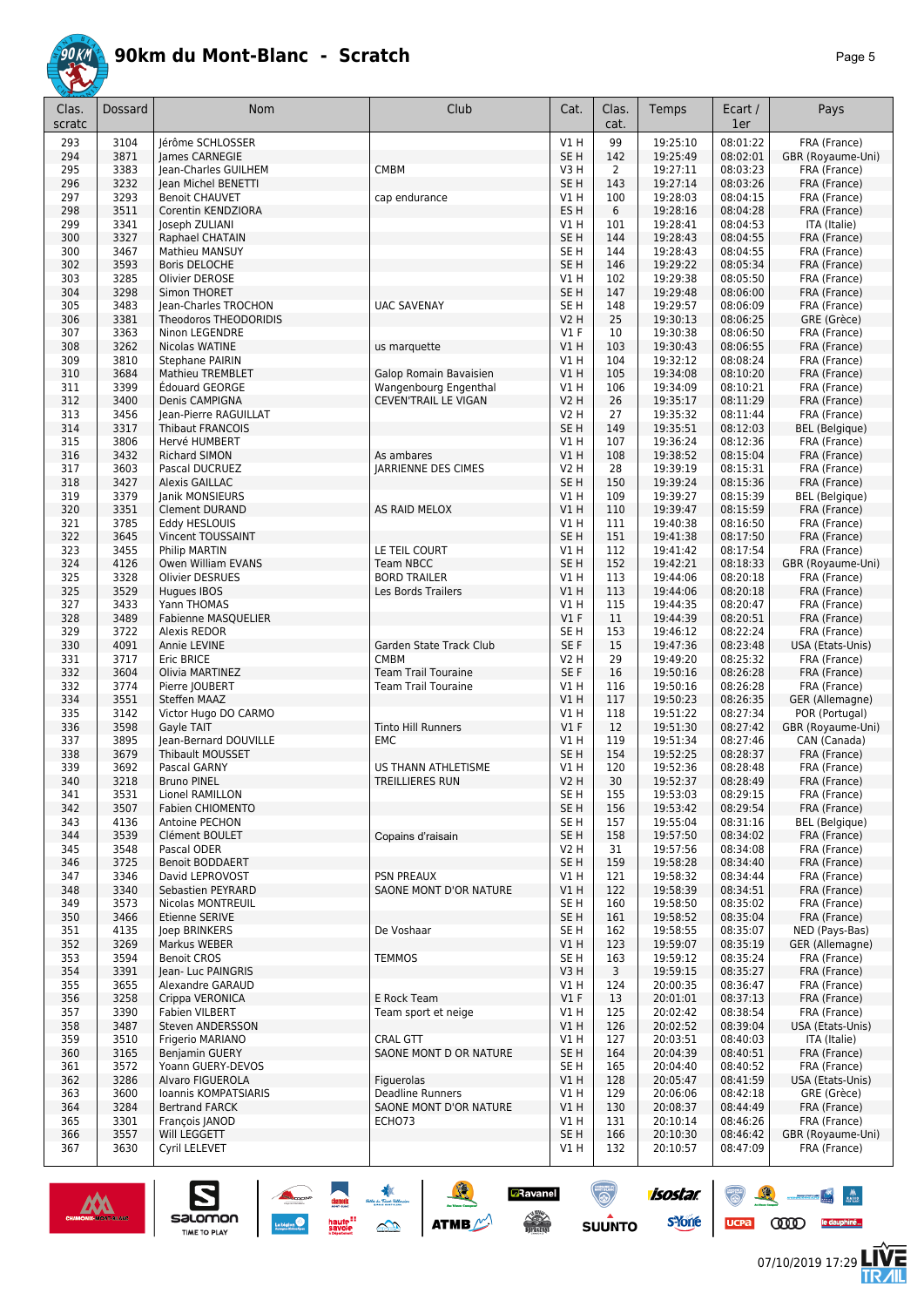# 90km du Mont-Blanc - Scratch

| Clas. scratc | Dossard | Nom | Club | Cat. | Clas. cat. | Temps | Ecart / 1er | Pays |
|---|---|---|---|---|---|---|---|---|
| 293 | 3104 | Jérôme SCHLOSSER | | V1 H | 99 | 19:25:10 | 08:01:22 | FRA (France) |
| 294 | 3871 | James CARNEGIE | | SE H | 142 | 19:25:49 | 08:02:01 | GBR (Royaume-Uni) |
| 295 | 3383 | Jean-Charles GUILHEM | CMBM | V3 H | 2 | 19:27:11 | 08:03:23 | FRA (France) |
| 296 | 3232 | Jean Michel BENETTI | | SE H | 143 | 19:27:14 | 08:03:26 | FRA (France) |
| 297 | 3293 | Benoit CHAUVET | cap endurance | V1 H | 100 | 19:28:03 | 08:04:15 | FRA (France) |
| 298 | 3511 | Corentin KENDZIORA | | ES H | 6 | 19:28:16 | 08:04:28 | FRA (France) |
| 299 | 3341 | Joseph ZULIANI | | V1 H | 101 | 19:28:41 | 08:04:53 | ITA (Italie) |
| 300 | 3327 | Raphael CHATAIN | | SE H | 144 | 19:28:43 | 08:04:55 | FRA (France) |
| 300 | 3467 | Mathieu MANSUY | | SE H | 144 | 19:28:43 | 08:04:55 | FRA (France) |
| 302 | 3593 | Boris DELOCHE | | SE H | 146 | 19:29:22 | 08:05:34 | FRA (France) |
| 303 | 3285 | Olivier DEROSE | | V1 H | 102 | 19:29:38 | 08:05:50 | FRA (France) |
| 304 | 3298 | Simon THORET | | SE H | 147 | 19:29:48 | 08:06:00 | FRA (France) |
| 305 | 3483 | Jean-Charles TROCHON | UAC SAVENAY | SE H | 148 | 19:29:57 | 08:06:09 | FRA (France) |
| 306 | 3381 | Theodoros THEODORIDIS | | V2 H | 25 | 19:30:13 | 08:06:25 | GRE (Grèce) |
| 307 | 3363 | Ninon LEGENDRE | | V1 F | 10 | 19:30:38 | 08:06:50 | FRA (France) |
| 308 | 3262 | Nicolas WATINE | us marquette | V1 H | 103 | 19:30:43 | 08:06:55 | FRA (France) |
| 309 | 3810 | Stephane PAIRIN | | V1 H | 104 | 19:32:12 | 08:08:24 | FRA (France) |
| 310 | 3684 | Mathieu TREMBLET | Galop Romain Bavaisien | V1 H | 105 | 19:34:08 | 08:10:20 | FRA (France) |
| 311 | 3399 | Édouard GEORGE | Wangenbourg Engenthal | V1 H | 106 | 19:34:09 | 08:10:21 | FRA (France) |
| 312 | 3400 | Denis CAMPIGNA | CEVEN'TRAIL LE VIGAN | V2 H | 26 | 19:35:17 | 08:11:29 | FRA (France) |
| 313 | 3456 | Jean-Pierre RAGUILLAT | | V2 H | 27 | 19:35:32 | 08:11:44 | FRA (France) |
| 314 | 3317 | Thibaut FRANCOIS | | SE H | 149 | 19:35:51 | 08:12:03 | BEL (Belgique) |
| 315 | 3806 | Hervé HUMBERT | | V1 H | 107 | 19:36:24 | 08:12:36 | FRA (France) |
| 316 | 3432 | Richard SIMON | As ambares | V1 H | 108 | 19:38:52 | 08:15:04 | FRA (France) |
| 317 | 3603 | Pascal DUCRUEZ | JARRIENNE DES CIMES | V2 H | 28 | 19:39:19 | 08:15:31 | FRA (France) |
| 318 | 3427 | Alexis GAILLAC | | SE H | 150 | 19:39:24 | 08:15:36 | FRA (France) |
| 319 | 3379 | Janik MONSIEURS | | V1 H | 109 | 19:39:27 | 08:15:39 | BEL (Belgique) |
| 320 | 3351 | Clement DURAND | AS RAID MELOX | V1 H | 110 | 19:39:47 | 08:15:59 | FRA (France) |
| 321 | 3785 | Eddy HESLOUIS | | V1 H | 111 | 19:40:38 | 08:16:50 | FRA (France) |
| 322 | 3645 | Vincent TOUSSAINT | | SE H | 151 | 19:41:38 | 08:17:50 | FRA (France) |
| 323 | 3455 | Philip MARTIN | LE TEIL COURT | V1 H | 112 | 19:41:42 | 08:17:54 | FRA (France) |
| 324 | 4126 | Owen William EVANS | Team NBCC | SE H | 152 | 19:42:21 | 08:18:33 | GBR (Royaume-Uni) |
| 325 | 3328 | Olivier DESRUES | BORD TRAILER | V1 H | 113 | 19:44:06 | 08:20:18 | FRA (France) |
| 325 | 3529 | Hugues IBOS | Les Bords Trailers | V1 H | 113 | 19:44:06 | 08:20:18 | FRA (France) |
| 327 | 3433 | Yann THOMAS | | V1 H | 115 | 19:44:35 | 08:20:47 | FRA (France) |
| 328 | 3489 | Fabienne MASQUELIER | | V1 F | 11 | 19:44:39 | 08:20:51 | FRA (France) |
| 329 | 3722 | Alexis REDOR | | SE H | 153 | 19:46:12 | 08:22:24 | FRA (France) |
| 330 | 4091 | Annie LEVINE | Garden State Track Club | SE F | 15 | 19:47:36 | 08:23:48 | USA (Etats-Unis) |
| 331 | 3717 | Eric BRICE | CMBM | V2 H | 29 | 19:49:20 | 08:25:32 | FRA (France) |
| 332 | 3604 | Olivia MARTINEZ | Team Trail Touraine | SE F | 16 | 19:50:16 | 08:26:28 | FRA (France) |
| 332 | 3774 | Pierre JOUBERT | Team Trail Touraine | V1 H | 116 | 19:50:16 | 08:26:28 | FRA (France) |
| 334 | 3551 | Steffen MAAZ | | V1 H | 117 | 19:50:23 | 08:26:35 | GER (Allemagne) |
| 335 | 3142 | Victor Hugo DO CARMO | | V1 H | 118 | 19:51:22 | 08:27:34 | POR (Portugal) |
| 336 | 3598 | Gayle TAIT | Tinto Hill Runners | V1 F | 12 | 19:51:30 | 08:27:42 | GBR (Royaume-Uni) |
| 337 | 3895 | Jean-Bernard DOUVILLE | EMC | V1 H | 119 | 19:51:34 | 08:27:46 | CAN (Canada) |
| 338 | 3679 | Thibault MOUSSET | | SE H | 154 | 19:52:25 | 08:28:37 | FRA (France) |
| 339 | 3692 | Pascal GARNY | US THANN ATHLETISME | V1 H | 120 | 19:52:36 | 08:28:48 | FRA (France) |
| 340 | 3218 | Bruno PINEL | TREILLIERES RUN | V2 H | 30 | 19:52:37 | 08:28:49 | FRA (France) |
| 341 | 3531 | Lionel RAMILLON | | SE H | 155 | 19:53:03 | 08:29:15 | FRA (France) |
| 342 | 3507 | Fabien CHIOMENTO | | SE H | 156 | 19:53:42 | 08:29:54 | FRA (France) |
| 343 | 4136 | Antoine PECHON | | SE H | 157 | 19:55:04 | 08:31:16 | BEL (Belgique) |
| 344 | 3539 | Clément BOULET | Copains d'raisain | SE H | 158 | 19:57:50 | 08:34:02 | FRA (France) |
| 345 | 3548 | Pascal ODER | | V2 H | 31 | 19:57:56 | 08:34:08 | FRA (France) |
| 346 | 3725 | Benoit BODDAERT | | SE H | 159 | 19:58:28 | 08:34:40 | FRA (France) |
| 347 | 3346 | David LEPROVOST | PSN PREAUX | V1 H | 121 | 19:58:32 | 08:34:44 | FRA (France) |
| 348 | 3340 | Sebastien PEYRARD | SAONE MONT D'OR NATURE | V1 H | 122 | 19:58:39 | 08:34:51 | FRA (France) |
| 349 | 3573 | Nicolas MONTREUIL | | SE H | 160 | 19:58:50 | 08:35:02 | FRA (France) |
| 350 | 3466 | Etienne SERIVE | | SE H | 161 | 19:58:52 | 08:35:04 | FRA (France) |
| 351 | 4135 | Joep BRINKERS | De Voshaar | SE H | 162 | 19:58:55 | 08:35:07 | NED (Pays-Bas) |
| 352 | 3269 | Markus WEBER | | V1 H | 123 | 19:59:07 | 08:35:19 | GER (Allemagne) |
| 353 | 3594 | Benoit CROS | TEMMOS | SE H | 163 | 19:59:12 | 08:35:24 | FRA (France) |
| 354 | 3391 | Jean- Luc PAINGRIS | | V3 H | 3 | 19:59:15 | 08:35:27 | FRA (France) |
| 355 | 3655 | Alexandre GARAUD | | V1 H | 124 | 20:00:35 | 08:36:47 | FRA (France) |
| 356 | 3258 | Crippa VERONICA | E Rock Team | V1 F | 13 | 20:01:01 | 08:37:13 | FRA (France) |
| 357 | 3390 | Fabien VILBERT | Team sport et neige | V1 H | 125 | 20:02:42 | 08:38:54 | FRA (France) |
| 358 | 3487 | Steven ANDERSSON | | V1 H | 126 | 20:02:52 | 08:39:04 | USA (Etats-Unis) |
| 359 | 3510 | Frigerio MARIANO | CRAL GTT | V1 H | 127 | 20:03:51 | 08:40:03 | ITA (Italie) |
| 360 | 3165 | Benjamin GUERY | SAONE MONT D OR NATURE | SE H | 164 | 20:04:39 | 08:40:51 | FRA (France) |
| 361 | 3572 | Yoann GUERY-DEVOS | | SE H | 165 | 20:04:40 | 08:40:52 | FRA (France) |
| 362 | 3286 | Alvaro FIGUEROLA | Figuerolas | V1 H | 128 | 20:05:47 | 08:41:59 | USA (Etats-Unis) |
| 363 | 3600 | Ioannis KOMPATSIARIS | Deadline Runners | V1 H | 129 | 20:06:06 | 08:42:18 | GRE (Grèce) |
| 364 | 3284 | Bertrand FARCK | SAONE MONT D'OR NATURE | V1 H | 130 | 20:08:37 | 08:44:49 | FRA (France) |
| 365 | 3301 | François JANOD | ECHO73 | V1 H | 131 | 20:10:14 | 08:46:26 | FRA (France) |
| 366 | 3557 | Will LEGGETT | | SE H | 166 | 20:10:30 | 08:46:42 | GBR (Royaume-Uni) |
| 367 | 3630 | Cyril LELEVET | | V1 H | 132 | 20:10:57 | 08:47:09 | FRA (France) |

07/10/2019 17:29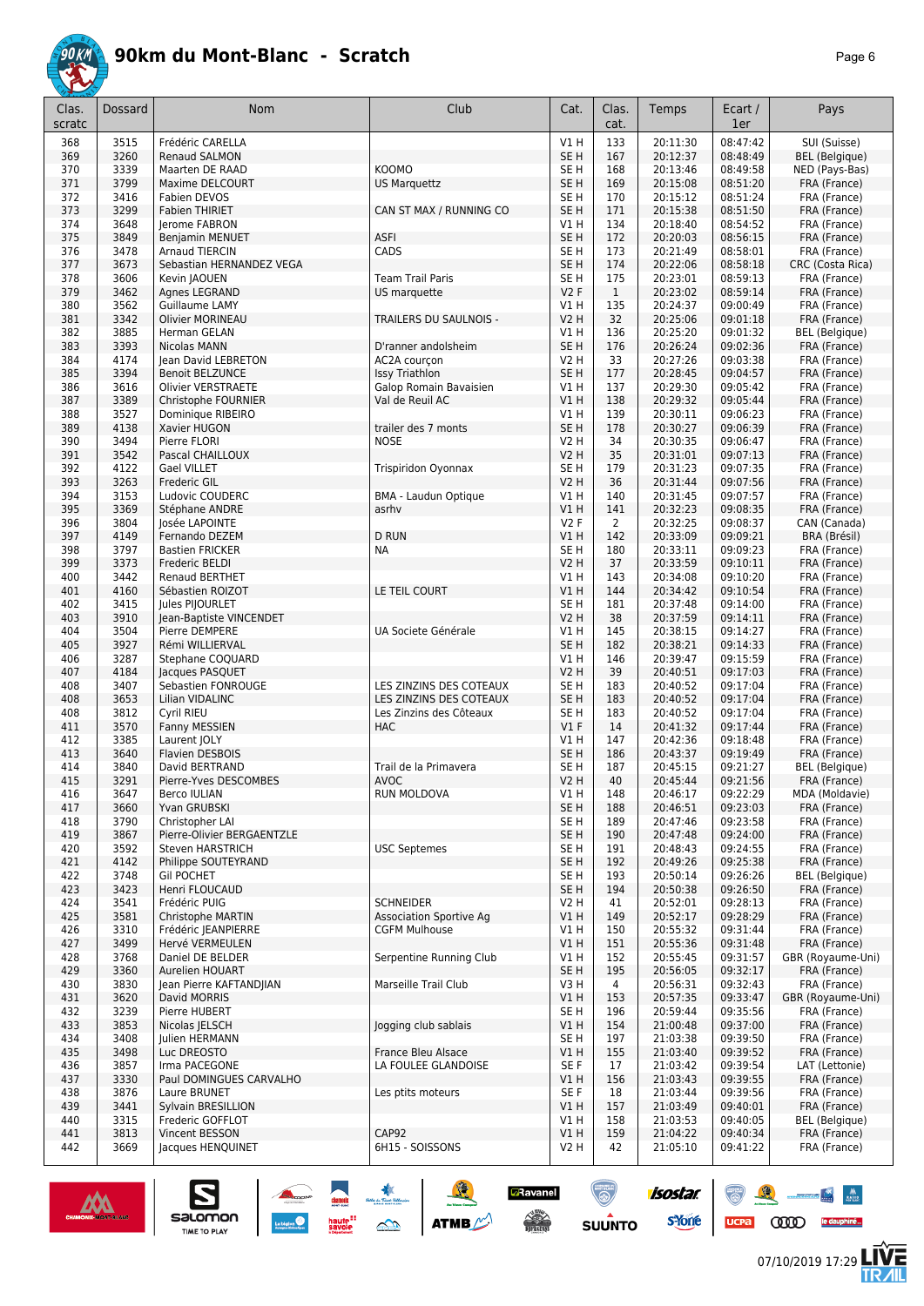# 90km du Mont-Blanc - Scratch

| Clas. scratc | Dossard | Nom | Club | Cat. | Clas. cat. | Temps | Ecart / 1er | Pays |
|---|---|---|---|---|---|---|---|---|
| 368 | 3515 | Frédéric CARELLA | | V1 H | 133 | 20:11:30 | 08:47:42 | SUI (Suisse) |
| 369 | 3260 | Renaud SALMON | | SE H | 167 | 20:12:37 | 08:48:49 | BEL (Belgique) |
| 370 | 3339 | Maarten DE RAAD | KOOMO | SE H | 168 | 20:13:46 | 08:49:58 | NED (Pays-Bas) |
| 371 | 3799 | Maxime DELCOURT | US Marquettz | SE H | 169 | 20:15:08 | 08:51:20 | FRA (France) |
| 372 | 3416 | Fabien DEVOS | | SE H | 170 | 20:15:12 | 08:51:24 | FRA (France) |
| 373 | 3299 | Fabien THIRIET | CAN ST MAX / RUNNING CO | SE H | 171 | 20:15:38 | 08:51:50 | FRA (France) |
| 374 | 3648 | Jerome FABRON | | V1 H | 134 | 20:18:40 | 08:54:52 | FRA (France) |
| 375 | 3849 | Benjamin MENUET | ASFI | SE H | 172 | 20:20:03 | 08:56:15 | FRA (France) |
| 376 | 3478 | Arnaud TIERCIN | CADS | SE H | 173 | 20:21:49 | 08:58:01 | FRA (France) |
| 377 | 3673 | Sebastian HERNANDEZ VEGA | | SE H | 174 | 20:22:06 | 08:58:18 | CRC (Costa Rica) |
| 378 | 3606 | Kevin JAOUEN | Team Trail Paris | SE H | 175 | 20:23:01 | 08:59:13 | FRA (France) |
| 379 | 3462 | Agnes LEGRAND | US marquette | V2 F | 1 | 20:23:02 | 08:59:14 | FRA (France) |
| 380 | 3562 | Guillaume LAMY | | V1 H | 135 | 20:24:37 | 09:00:49 | FRA (France) |
| 381 | 3342 | Olivier MORINEAU | TRAILERS DU SAULNOIS - | V2 H | 32 | 20:25:06 | 09:01:18 | FRA (France) |
| 382 | 3885 | Herman GELAN | | V1 H | 136 | 20:25:20 | 09:01:32 | BEL (Belgique) |
| 383 | 3393 | Nicolas MANN | D'ranner andolsheim | SE H | 176 | 20:26:24 | 09:02:36 | FRA (France) |
| 384 | 4174 | Jean David LEBRETON | AC2A courçon | V2 H | 33 | 20:27:26 | 09:03:38 | FRA (France) |
| 385 | 3394 | Benoit BELZUNCE | Issy Triathlon | SE H | 177 | 20:28:45 | 09:04:57 | FRA (France) |
| 386 | 3616 | Olivier VERSTRAETE | Galop Romain Bavaisien | V1 H | 137 | 20:29:30 | 09:05:42 | FRA (France) |
| 387 | 3389 | Christophe FOURNIER | Val de Reuil AC | V1 H | 138 | 20:29:32 | 09:05:44 | FRA (France) |
| 388 | 3527 | Dominique RIBEIRO | | V1 H | 139 | 20:30:11 | 09:06:23 | FRA (France) |
| 389 | 4138 | Xavier HUGON | trailer des 7 monts | SE H | 178 | 20:30:27 | 09:06:39 | FRA (France) |
| 390 | 3494 | Pierre FLORI | NOSE | V2 H | 34 | 20:30:35 | 09:06:47 | FRA (France) |
| 391 | 3542 | Pascal CHAILLOUX | | V2 H | 35 | 20:31:01 | 09:07:13 | FRA (France) |
| 392 | 4122 | Gael VILLET | Trispiridon Oyonnax | SE H | 179 | 20:31:23 | 09:07:35 | FRA (France) |
| 393 | 3263 | Frederic GIL | | V2 H | 36 | 20:31:44 | 09:07:56 | FRA (France) |
| 394 | 3153 | Ludovic COUDERC | BMA - Laudun Optique | V1 H | 140 | 20:31:45 | 09:07:57 | FRA (France) |
| 395 | 3369 | Stéphane ANDRE | asrhv | V1 H | 141 | 20:32:23 | 09:08:35 | FRA (France) |
| 396 | 3804 | Josée LAPOINTE | | V2 F | 2 | 20:32:25 | 09:08:37 | CAN (Canada) |
| 397 | 4149 | Fernando DEZEM | D RUN | V1 H | 142 | 20:33:09 | 09:09:21 | BRA (Brésil) |
| 398 | 3797 | Bastien FRICKER | NA | SE H | 180 | 20:33:11 | 09:09:23 | FRA (France) |
| 399 | 3373 | Frederic BELDI | | V2 H | 37 | 20:33:59 | 09:10:11 | FRA (France) |
| 400 | 3442 | Renaud BERTHET | | V1 H | 143 | 20:34:08 | 09:10:20 | FRA (France) |
| 401 | 4160 | Sébastien ROIZOT | LE TEIL COURT | V1 H | 144 | 20:34:42 | 09:10:54 | FRA (France) |
| 402 | 3415 | Jules PIJOURLET | | SE H | 181 | 20:37:48 | 09:14:00 | FRA (France) |
| 403 | 3910 | Jean-Baptiste VINCENDET | | V2 H | 38 | 20:37:59 | 09:14:11 | FRA (France) |
| 404 | 3504 | Pierre DEMPERE | UA Societe Générale | V1 H | 145 | 20:38:15 | 09:14:27 | FRA (France) |
| 405 | 3927 | Rémi WILLIERVAL | | SE H | 182 | 20:38:21 | 09:14:33 | FRA (France) |
| 406 | 3287 | Stephane COQUARD | | V1 H | 146 | 20:39:47 | 09:15:59 | FRA (France) |
| 407 | 4184 | Jacques PASQUET | | V2 H | 39 | 20:40:51 | 09:17:03 | FRA (France) |
| 408 | 3407 | Sebastien FONROUGE | LES ZINZINS DES COTEAUX | SE H | 183 | 20:40:52 | 09:17:04 | FRA (France) |
| 408 | 3653 | Lilian VIDALINC | LES ZINZINS DES COTEAUX | SE H | 183 | 20:40:52 | 09:17:04 | FRA (France) |
| 408 | 3812 | Cyril RIEU | Les Zinzins des Côteaux | SE H | 183 | 20:40:52 | 09:17:04 | FRA (France) |
| 411 | 3570 | Fanny MESSIEN | HAC | V1 F | 14 | 20:41:32 | 09:17:44 | FRA (France) |
| 412 | 3385 | Laurent JOLY | | V1 H | 147 | 20:42:36 | 09:18:48 | FRA (France) |
| 413 | 3640 | Flavien DESBOIS | | SE H | 186 | 20:43:37 | 09:19:49 | FRA (France) |
| 414 | 3840 | David BERTRAND | Trail de la Primavera | SE H | 187 | 20:45:15 | 09:21:27 | BEL (Belgique) |
| 415 | 3291 | Pierre-Yves DESCOMBES | AVOC | V2 H | 40 | 20:45:44 | 09:21:56 | FRA (France) |
| 416 | 3647 | Berco IULIAN | RUN MOLDOVA | V1 H | 148 | 20:46:17 | 09:22:29 | MDA (Moldavie) |
| 417 | 3660 | Yvan GRUBSKI | | SE H | 188 | 20:46:51 | 09:23:03 | FRA (France) |
| 418 | 3790 | Christopher LAI | | SE H | 189 | 20:47:46 | 09:23:58 | FRA (France) |
| 419 | 3867 | Pierre-Olivier BERGAENTZLE | | SE H | 190 | 20:47:48 | 09:24:00 | FRA (France) |
| 420 | 3592 | Steven HARSTRICH | USC Septemes | SE H | 191 | 20:48:43 | 09:24:55 | FRA (France) |
| 421 | 4142 | Philippe SOUTEYRAND | | SE H | 192 | 20:49:26 | 09:25:38 | FRA (France) |
| 422 | 3748 | Gil POCHET | | SE H | 193 | 20:50:14 | 09:26:26 | BEL (Belgique) |
| 423 | 3423 | Henri FLOUCAUD | | SE H | 194 | 20:50:38 | 09:26:50 | FRA (France) |
| 424 | 3541 | Frédéric PUIG | SCHNEIDER | V2 H | 41 | 20:52:01 | 09:28:13 | FRA (France) |
| 425 | 3581 | Christophe MARTIN | Association Sportive Ag | V1 H | 149 | 20:52:17 | 09:28:29 | FRA (France) |
| 426 | 3310 | Frédéric JEANPIERRE | CGFM Mulhouse | V1 H | 150 | 20:55:32 | 09:31:44 | FRA (France) |
| 427 | 3499 | Hervé VERMEULEN | | V1 H | 151 | 20:55:36 | 09:31:48 | FRA (France) |
| 428 | 3768 | Daniel DE BELDER | Serpentine Running Club | V1 H | 152 | 20:55:45 | 09:31:57 | GBR (Royaume-Uni) |
| 429 | 3360 | Aurelien HOUART | | SE H | 195 | 20:56:05 | 09:32:17 | FRA (France) |
| 430 | 3830 | Jean Pierre KAFTANDJIAN | Marseille Trail Club | V3 H | 4 | 20:56:31 | 09:32:43 | FRA (France) |
| 431 | 3620 | David MORRIS | | V1 H | 153 | 20:57:35 | 09:33:47 | GBR (Royaume-Uni) |
| 432 | 3239 | Pierre HUBERT | | SE H | 196 | 20:59:44 | 09:35:56 | FRA (France) |
| 433 | 3853 | Nicolas JELSCH | Jogging club sablais | V1 H | 154 | 21:00:48 | 09:37:00 | FRA (France) |
| 434 | 3408 | Julien HERMANN | | SE H | 197 | 21:03:38 | 09:39:50 | FRA (France) |
| 435 | 3498 | Luc DREOSTO | France Bleu Alsace | V1 H | 155 | 21:03:40 | 09:39:52 | FRA (France) |
| 436 | 3857 | Irma PACEGONE | LA FOULEE GLANDOISE | SE F | 17 | 21:03:42 | 09:39:54 | LAT (Lettonie) |
| 437 | 3330 | Paul DOMINGUES CARVALHO | | V1 H | 156 | 21:03:43 | 09:39:55 | FRA (France) |
| 438 | 3876 | Laure BRUNET | Les ptits moteurs | SE F | 18 | 21:03:44 | 09:39:56 | FRA (France) |
| 439 | 3441 | Sylvain BRESILLION | | V1 H | 157 | 21:03:49 | 09:40:01 | FRA (France) |
| 440 | 3315 | Frederic GOFFLOT | | V1 H | 158 | 21:03:53 | 09:40:05 | BEL (Belgique) |
| 441 | 3813 | Vincent BESSON | CAP92 | V1 H | 159 | 21:04:22 | 09:40:34 | FRA (France) |
| 442 | 3669 | Jacques HENQUINET | 6H15 - SOISSONS | V2 H | 42 | 21:05:10 | 09:41:22 | FRA (France) |

07/10/2019 17:29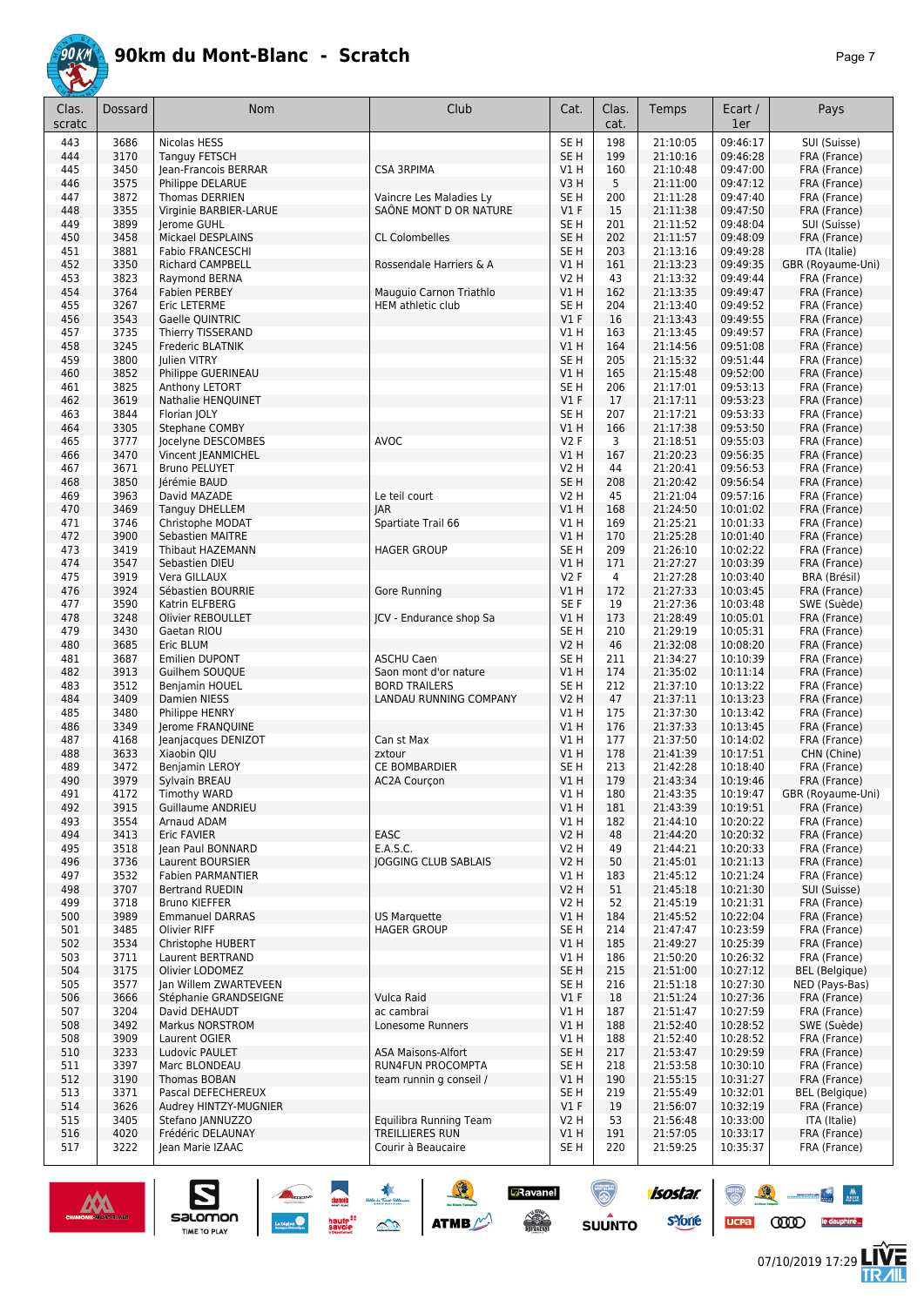# 90km du Mont-Blanc - Scratch

| Clas. scratc | Dossard | Nom | Club | Cat. | Clas. cat. | Temps | Ecart / 1er | Pays |
|---|---|---|---|---|---|---|---|---|
| 443 | 3686 | Nicolas HESS | | SE H | 198 | 21:10:05 | 09:46:17 | SUI (Suisse) |
| 444 | 3170 | Tanguy FETSCH | | SE H | 199 | 21:10:16 | 09:46:28 | FRA (France) |
| 445 | 3450 | Jean-Francois BERRAR | CSA 3RPIMA | V1 H | 160 | 21:10:48 | 09:47:00 | FRA (France) |
| 446 | 3575 | Philippe DELARUE | | V3 H | 5 | 21:11:00 | 09:47:12 | FRA (France) |
| 447 | 3872 | Thomas DERRIEN | Vaincre Les Maladies Ly | SE H | 200 | 21:11:28 | 09:47:40 | FRA (France) |
| 448 | 3355 | Virginie BARBIER-LARUE | SAÔNE MONT D OR NATURE | V1 F | 15 | 21:11:38 | 09:47:50 | FRA (France) |
| 449 | 3899 | Jerome GUHL | | SE H | 201 | 21:11:52 | 09:48:04 | SUI (Suisse) |
| 450 | 3458 | Mickael DESPLAINS | CL Colombelles | SE H | 202 | 21:11:57 | 09:48:09 | FRA (France) |
| 451 | 3881 | Fabio FRANCESCHI | | SE H | 203 | 21:13:16 | 09:49:28 | ITA (Italie) |
| 452 | 3350 | Richard CAMPBELL | Rossendale Harriers & A | V1 H | 161 | 21:13:23 | 09:49:35 | GBR (Royaume-Uni) |
| 453 | 3823 | Raymond BERNA | | V2 H | 43 | 21:13:32 | 09:49:44 | FRA (France) |
| 454 | 3764 | Fabien PERBEY | Mauguio Carnon Triathlo | V1 H | 162 | 21:13:35 | 09:49:47 | FRA (France) |
| 455 | 3267 | Eric LETERME | HEM athletic club | SE H | 204 | 21:13:40 | 09:49:52 | FRA (France) |
| 456 | 3543 | Gaelle QUINTRIC | | V1 F | 16 | 21:13:43 | 09:49:55 | FRA (France) |
| 457 | 3735 | Thierry TISSERAND | | V1 H | 163 | 21:13:45 | 09:49:57 | FRA (France) |
| 458 | 3245 | Frederic BLATNIK | | V1 H | 164 | 21:14:56 | 09:51:08 | FRA (France) |
| 459 | 3800 | Julien VITRY | | SE H | 205 | 21:15:32 | 09:51:44 | FRA (France) |
| 460 | 3852 | Philippe GUERINEAU | | V1 H | 165 | 21:15:48 | 09:52:00 | FRA (France) |
| 461 | 3825 | Anthony LETORT | | SE H | 206 | 21:17:01 | 09:53:13 | FRA (France) |
| 462 | 3619 | Nathalie HENQUINET | | V1 F | 17 | 21:17:11 | 09:53:23 | FRA (France) |
| 463 | 3844 | Florian JOLY | | SE H | 207 | 21:17:21 | 09:53:33 | FRA (France) |
| 464 | 3305 | Stephane COMBY | | V1 H | 166 | 21:17:38 | 09:53:50 | FRA (France) |
| 465 | 3777 | Jocelyne DESCOMBES | AVOC | V2 F | 3 | 21:18:51 | 09:55:03 | FRA (France) |
| 466 | 3470 | Vincent JEANMICHEL | | V1 H | 167 | 21:20:23 | 09:56:35 | FRA (France) |
| 467 | 3671 | Bruno PELUYET | | V2 H | 44 | 21:20:41 | 09:56:53 | FRA (France) |
| 468 | 3850 | Jérémie BAUD | | SE H | 208 | 21:20:42 | 09:56:54 | FRA (France) |
| 469 | 3963 | David MAZADE | Le teil court | V2 H | 45 | 21:21:04 | 09:57:16 | FRA (France) |
| 470 | 3469 | Tanguy DHELLEM | JAR | V1 H | 168 | 21:24:50 | 10:01:02 | FRA (France) |
| 471 | 3746 | Christophe MODAT | Spartiate Trail 66 | V1 H | 169 | 21:25:21 | 10:01:33 | FRA (France) |
| 472 | 3900 | Sebastien MAITRE | | V1 H | 170 | 21:25:28 | 10:01:40 | FRA (France) |
| 473 | 3419 | Thibaut HAZEMANN | HAGER GROUP | SE H | 209 | 21:26:10 | 10:02:22 | FRA (France) |
| 474 | 3547 | Sebastien DIEU | | V1 H | 171 | 21:27:27 | 10:03:39 | FRA (France) |
| 475 | 3919 | Vera GILLAUX | | V2 F | 4 | 21:27:28 | 10:03:40 | BRA (Brésil) |
| 476 | 3924 | Sébastien BOURRIE | Gore Running | V1 H | 172 | 21:27:33 | 10:03:45 | FRA (France) |
| 477 | 3590 | Katrin ELFBERG | | SE F | 19 | 21:27:36 | 10:03:48 | SWE (Suède) |
| 478 | 3248 | Olivier REBOULLET | JCV - Endurance shop Sa | V1 H | 173 | 21:28:49 | 10:05:01 | FRA (France) |
| 479 | 3430 | Gaetan RIOU | | SE H | 210 | 21:29:19 | 10:05:31 | FRA (France) |
| 480 | 3685 | Eric BLUM | | V2 H | 46 | 21:32:08 | 10:08:20 | FRA (France) |
| 481 | 3687 | Emilien DUPONT | ASCHU Caen | SE H | 211 | 21:34:27 | 10:10:39 | FRA (France) |
| 482 | 3913 | Guilhem SOUQUE | Saon mont d'or nature | V1 H | 174 | 21:35:02 | 10:11:14 | FRA (France) |
| 483 | 3512 | Benjamin HOUEL | BORD TRAILERS | SE H | 212 | 21:37:10 | 10:13:22 | FRA (France) |
| 484 | 3409 | Damien NIESS | LANDAU RUNNING COMPANY | V2 H | 47 | 21:37:11 | 10:13:23 | FRA (France) |
| 485 | 3480 | Philippe HENRY | | V1 H | 175 | 21:37:30 | 10:13:42 | FRA (France) |
| 486 | 3349 | Jerome FRANQUINE | | V1 H | 176 | 21:37:33 | 10:13:45 | FRA (France) |
| 487 | 4168 | Jeanjacques DENIZOT | Can st Max | V1 H | 177 | 21:37:50 | 10:14:02 | FRA (France) |
| 488 | 3633 | Xiaobin QIU | zxtour | V1 H | 178 | 21:41:39 | 10:17:51 | CHN (Chine) |
| 489 | 3472 | Benjamin LEROY | CE BOMBARDIER | SE H | 213 | 21:42:28 | 10:18:40 | FRA (France) |
| 490 | 3979 | Sylvain BREAU | AC2A Courçon | V1 H | 179 | 21:43:34 | 10:19:46 | FRA (France) |
| 491 | 4172 | Timothy WARD | | V1 H | 180 | 21:43:35 | 10:19:47 | GBR (Royaume-Uni) |
| 492 | 3915 | Guillaume ANDRIEU | | V1 H | 181 | 21:43:39 | 10:19:51 | FRA (France) |
| 493 | 3554 | Arnaud ADAM | | V1 H | 182 | 21:44:10 | 10:20:22 | FRA (France) |
| 494 | 3413 | Eric FAVIER | EASC | V2 H | 48 | 21:44:20 | 10:20:32 | FRA (France) |
| 495 | 3518 | Jean Paul BONNARD | E.A.S.C. | V2 H | 49 | 21:44:21 | 10:20:33 | FRA (France) |
| 496 | 3736 | Laurent BOURSIER | JOGGING CLUB SABLAIS | V2 H | 50 | 21:45:01 | 10:21:13 | FRA (France) |
| 497 | 3532 | Fabien PARMANTIER | | V1 H | 183 | 21:45:12 | 10:21:24 | FRA (France) |
| 498 | 3707 | Bertrand RUEDIN | | V2 H | 51 | 21:45:18 | 10:21:30 | SUI (Suisse) |
| 499 | 3718 | Bruno KIEFFER | | V2 H | 52 | 21:45:19 | 10:21:31 | FRA (France) |
| 500 | 3989 | Emmanuel DARRAS | US Marquette | V1 H | 184 | 21:45:52 | 10:22:04 | FRA (France) |
| 501 | 3485 | Olivier RIFF | HAGER GROUP | SE H | 214 | 21:47:47 | 10:23:59 | FRA (France) |
| 502 | 3534 | Christophe HUBERT | | V1 H | 185 | 21:49:27 | 10:25:39 | FRA (France) |
| 503 | 3711 | Laurent BERTRAND | | V1 H | 186 | 21:50:20 | 10:26:32 | FRA (France) |
| 504 | 3175 | Olivier LODOMEZ | | SE H | 215 | 21:51:00 | 10:27:12 | BEL (Belgique) |
| 505 | 3577 | Jan Willem ZWARTEVEEN | | SE H | 216 | 21:51:18 | 10:27:30 | NED (Pays-Bas) |
| 506 | 3666 | Stéphanie GRANDSEIGNE | Vulca Raid | V1 F | 18 | 21:51:24 | 10:27:36 | FRA (France) |
| 507 | 3204 | David DEHAUDT | ac cambrai | V1 H | 187 | 21:51:47 | 10:27:59 | FRA (France) |
| 508 | 3492 | Markus NORSTROM | Lonesome Runners | V1 H | 188 | 21:52:40 | 10:28:52 | SWE (Suède) |
| 508 | 3909 | Laurent OGIER | | V1 H | 188 | 21:52:40 | 10:28:52 | FRA (France) |
| 510 | 3233 | Ludovic PAULET | ASA Maisons-Alfort | SE H | 217 | 21:53:47 | 10:29:59 | FRA (France) |
| 511 | 3397 | Marc BLONDEAU | RUN4FUN PROCOMPTA | SE H | 218 | 21:53:58 | 10:30:10 | FRA (France) |
| 512 | 3190 | Thomas BOBAN | team runnin g conseil / | V1 H | 190 | 21:55:15 | 10:31:27 | FRA (France) |
| 513 | 3371 | Pascal DEFECHEREUX | | SE H | 219 | 21:55:49 | 10:32:01 | BEL (Belgique) |
| 514 | 3626 | Audrey HINTZY-MUGNIER | | V1 F | 19 | 21:56:07 | 10:32:19 | FRA (France) |
| 515 | 3405 | Stefano JANNUZZO | Equilibra Running Team | V2 H | 53 | 21:56:48 | 10:33:00 | ITA (Italie) |
| 516 | 4020 | Frédéric DELAUNAY | TREILLIERES RUN | V1 H | 191 | 21:57:05 | 10:33:17 | FRA (France) |
| 517 | 3222 | Jean Marie IZAAC | Courir à Beaucaire | SE H | 220 | 21:59:25 | 10:35:37 | FRA (France) |

07/10/2019 17:29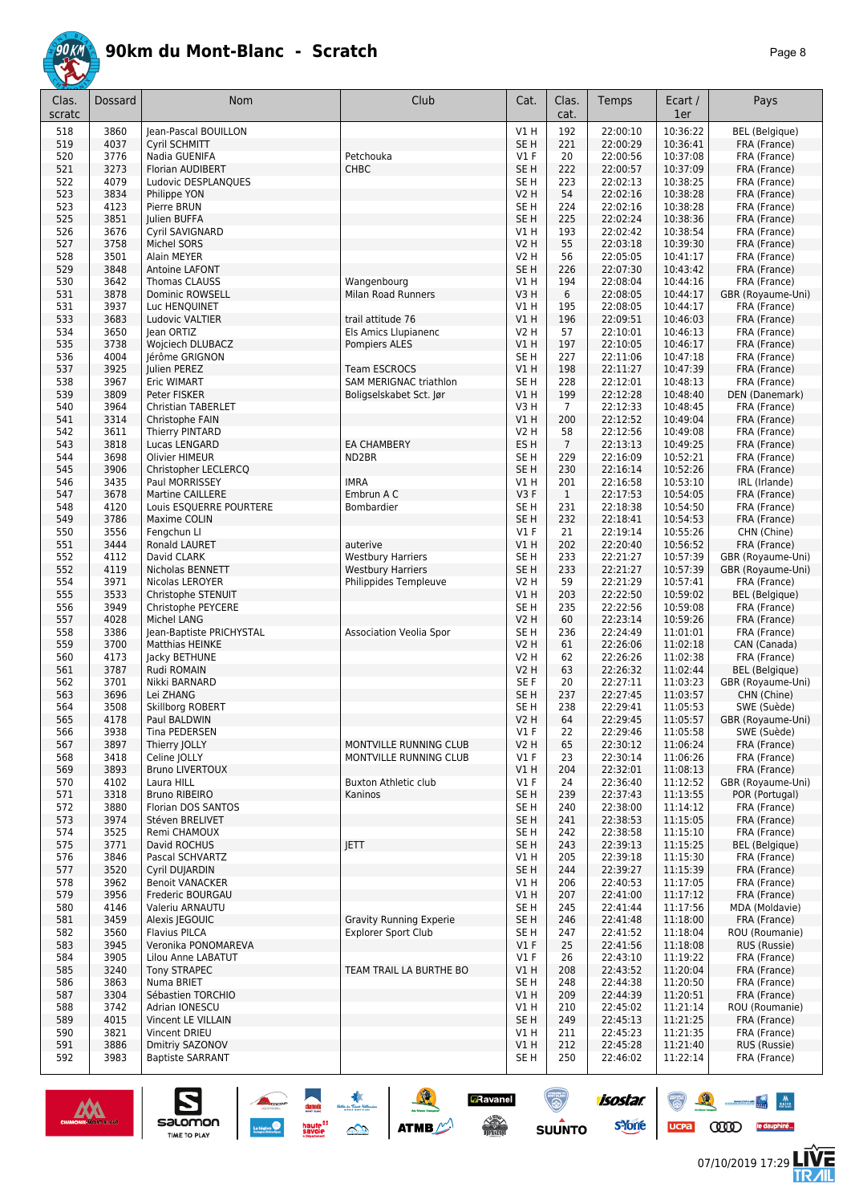# 90km du Mont-Blanc - Scratch

| Clas. scratc | Dossard | Nom | Club | Cat. | Clas. cat. | Temps | Ecart / 1er | Pays |
|---|---|---|---|---|---|---|---|---|
| 518 | 3860 | Jean-Pascal BOUILLON | | V1 H | 192 | 22:00:10 | 10:36:22 | BEL (Belgique) |
| 519 | 4037 | Cyril SCHMITT | | SE H | 221 | 22:00:29 | 10:36:41 | FRA (France) |
| 520 | 3776 | Nadia GUENIFA | Petchouka | V1 F | 20 | 22:00:56 | 10:37:08 | FRA (France) |
| 521 | 3273 | Florian AUDIBERT | CHBC | SE H | 222 | 22:00:57 | 10:37:09 | FRA (France) |
| 522 | 4079 | Ludovic DESPLANQUES | | SE H | 223 | 22:02:13 | 10:38:25 | FRA (France) |
| 523 | 3834 | Philippe YON | | V2 H | 54 | 22:02:16 | 10:38:28 | FRA (France) |
| 523 | 4123 | Pierre BRUN | | SE H | 224 | 22:02:16 | 10:38:28 | FRA (France) |
| 525 | 3851 | Julien BUFFA | | SE H | 225 | 22:02:24 | 10:38:36 | FRA (France) |
| 526 | 3676 | Cyril SAVIGNARD | | V1 H | 193 | 22:02:42 | 10:38:54 | FRA (France) |
| 527 | 3758 | Michel SORS | | V2 H | 55 | 22:03:18 | 10:39:30 | FRA (France) |
| 528 | 3501 | Alain MEYER | | V2 H | 56 | 22:05:05 | 10:41:17 | FRA (France) |
| 529 | 3848 | Antoine LAFONT | | SE H | 226 | 22:07:30 | 10:43:42 | FRA (France) |
| 530 | 3642 | Thomas CLAUSS | Wangenbourg | V1 H | 194 | 22:08:04 | 10:44:16 | FRA (France) |
| 531 | 3878 | Dominic ROWSELL | Milan Road Runners | V3 H | 6 | 22:08:05 | 10:44:17 | GBR (Royaume-Uni) |
| 531 | 3937 | Luc HENQUINET | | V1 H | 195 | 22:08:05 | 10:44:17 | FRA (France) |
| 533 | 3683 | Ludovic VALTIER | trail attitude 76 | V1 H | 196 | 22:09:51 | 10:46:03 | FRA (France) |
| 534 | 3650 | Jean ORTIZ | Els Amics Llupianenc | V2 H | 57 | 22:10:01 | 10:46:13 | FRA (France) |
| 535 | 3738 | Wojciech DLUBACZ | Pompiers ALES | V1 H | 197 | 22:10:05 | 10:46:17 | FRA (France) |
| 536 | 4004 | Jérôme GRIGNON | | SE H | 227 | 22:11:06 | 10:47:18 | FRA (France) |
| 537 | 3925 | Julien PEREZ | Team ESCROCS | V1 H | 198 | 22:11:27 | 10:47:39 | FRA (France) |
| 538 | 3967 | Eric WIMART | SAM MERIGNAC triathlon | SE H | 228 | 22:12:01 | 10:48:13 | FRA (France) |
| 539 | 3809 | Peter FISKER | Boligselskabet Sct. Jør | V1 H | 199 | 22:12:28 | 10:48:40 | DEN (Danemark) |
| 540 | 3964 | Christian TABERLET | | V3 H | 7 | 22:12:33 | 10:48:45 | FRA (France) |
| 541 | 3314 | Christophe FAIN | | V1 H | 200 | 22:12:52 | 10:49:04 | FRA (France) |
| 542 | 3611 | Thierry PINTARD | | V2 H | 58 | 22:12:56 | 10:49:08 | FRA (France) |
| 543 | 3818 | Lucas LENGARD | EA CHAMBERY | ES H | 7 | 22:13:13 | 10:49:25 | FRA (France) |
| 544 | 3698 | Olivier HIMEUR | ND2BR | SE H | 229 | 22:16:09 | 10:52:21 | FRA (France) |
| 545 | 3906 | Christopher LECLERCQ | | SE H | 230 | 22:16:14 | 10:52:26 | FRA (France) |
| 546 | 3435 | Paul MORRISSEY | IMRA | V1 H | 201 | 22:16:58 | 10:53:10 | IRL (Irlande) |
| 547 | 3678 | Martine CAILLERE | Embrun A C | V3 F | 1 | 22:17:53 | 10:54:05 | FRA (France) |
| 548 | 4120 | Louis ESQUERRE POURTERE | Bombardier | SE H | 231 | 22:18:38 | 10:54:50 | FRA (France) |
| 549 | 3786 | Maxime COLIN | | SE H | 232 | 22:18:41 | 10:54:53 | FRA (France) |
| 550 | 3556 | Fengchun LI | | V1 F | 21 | 22:19:14 | 10:55:26 | CHN (Chine) |
| 551 | 3444 | Ronald LAURENT | auterive | V1 H | 202 | 22:20:40 | 10:56:52 | FRA (France) |
| 552 | 4112 | David CLARK | Westbury Harriers | SE H | 233 | 22:21:27 | 10:57:39 | GBR (Royaume-Uni) |
| 552 | 4119 | Nicholas BENNETT | Westbury Harriers | SE H | 233 | 22:21:27 | 10:57:39 | GBR (Royaume-Uni) |
| 554 | 3971 | Nicolas LEROYER | Philippides Templeuve | V2 H | 59 | 22:21:29 | 10:57:41 | FRA (France) |
| 555 | 3533 | Christophe STENUIT | | V1 H | 203 | 22:22:50 | 10:59:02 | BEL (Belgique) |
| 556 | 3949 | Christophe PEYCERE | | SE H | 235 | 22:22:56 | 10:59:08 | FRA (France) |
| 557 | 4028 | Michel LANG | | V2 H | 60 | 22:23:14 | 10:59:26 | FRA (France) |
| 558 | 3386 | Jean-Baptiste PRICHYSTAL | Association Veolia Spor | SE H | 236 | 22:24:49 | 11:01:01 | FRA (France) |
| 559 | 3700 | Matthias HEINKE | | V2 H | 61 | 22:26:06 | 11:02:18 | CAN (Canada) |
| 560 | 4173 | Jacky BETHUNE | | V2 H | 62 | 22:26:26 | 11:02:38 | FRA (France) |
| 561 | 3787 | Rudi ROMAIN | | V2 H | 63 | 22:26:32 | 11:02:44 | BEL (Belgique) |
| 562 | 3701 | Nikki BARNARD | | SE F | 20 | 22:27:11 | 11:03:23 | GBR (Royaume-Uni) |
| 563 | 3696 | Lei ZHANG | | SE H | 237 | 22:27:45 | 11:03:57 | CHN (Chine) |
| 564 | 3508 | Skillborg ROBERT | | SE H | 238 | 22:29:41 | 11:05:53 | SWE (Suède) |
| 565 | 4178 | Paul BALDWIN | | V2 H | 64 | 22:29:45 | 11:05:57 | GBR (Royaume-Uni) |
| 566 | 3938 | Tina PEDERSEN | | V1 F | 22 | 22:29:46 | 11:05:58 | SWE (Suède) |
| 567 | 3897 | Thierry JOLLY | MONTVILLE RUNNING CLUB | V2 H | 65 | 22:30:12 | 11:06:24 | FRA (France) |
| 568 | 3418 | Celine JOLLY | MONTVILLE RUNNING CLUB | V1 F | 23 | 22:30:14 | 11:06:26 | FRA (France) |
| 569 | 3893 | Bruno LIVERTOUX | | V1 H | 204 | 22:32:01 | 11:08:13 | FRA (France) |
| 570 | 4102 | Laura HILL | Buxton Athletic club | V1 F | 24 | 22:36:40 | 11:12:52 | GBR (Royaume-Uni) |
| 571 | 3318 | Bruno RIBEIRO | Kaninos | SE H | 239 | 22:37:43 | 11:13:55 | POR (Portugal) |
| 572 | 3880 | Florian DOS SANTOS | | SE H | 240 | 22:38:00 | 11:14:12 | FRA (France) |
| 573 | 3974 | Stéven BRELIVET | | SE H | 241 | 22:38:53 | 11:15:05 | FRA (France) |
| 574 | 3525 | Remi CHAMOUX | | SE H | 242 | 22:38:58 | 11:15:10 | FRA (France) |
| 575 | 3771 | David ROCHUS | JETT | SE H | 243 | 22:39:13 | 11:15:25 | BEL (Belgique) |
| 576 | 3846 | Pascal SCHVARTZ | | V1 H | 205 | 22:39:18 | 11:15:30 | FRA (France) |
| 577 | 3520 | Cyril DUJARDIN | | SE H | 244 | 22:39:27 | 11:15:39 | FRA (France) |
| 578 | 3962 | Benoit VANACKER | | V1 H | 206 | 22:40:53 | 11:17:05 | FRA (France) |
| 579 | 3956 | Frederic BOURGAU | | V1 H | 207 | 22:41:00 | 11:17:12 | FRA (France) |
| 580 | 4146 | Valeriu ARNAUTU | | SE H | 245 | 22:41:44 | 11:17:56 | MDA (Moldavie) |
| 581 | 3459 | Alexis JEGOUIC | Gravity Running Experie | SE H | 246 | 22:41:48 | 11:18:00 | FRA (France) |
| 582 | 3560 | Flavius PILCA | Explorer Sport Club | SE H | 247 | 22:41:52 | 11:18:04 | ROU (Roumanie) |
| 583 | 3945 | Veronika PONOMAREVA | | V1 F | 25 | 22:41:56 | 11:18:08 | RUS (Russie) |
| 584 | 3905 | Lilou Anne LABATUT | | V1 F | 26 | 22:43:10 | 11:19:22 | FRA (France) |
| 585 | 3240 | Tony STRAPEC | TEAM TRAIL LA BURTHE BO | V1 H | 208 | 22:43:52 | 11:20:04 | FRA (France) |
| 586 | 3863 | Numa BRIET | | SE H | 248 | 22:44:38 | 11:20:50 | FRA (France) |
| 587 | 3304 | Sébastien TORCHIO | | V1 H | 209 | 22:44:39 | 11:20:51 | FRA (France) |
| 588 | 3742 | Adrian IONESCU | | V1 H | 210 | 22:45:02 | 11:21:14 | ROU (Roumanie) |
| 589 | 4015 | Vincent LE VILLAIN | | SE H | 249 | 22:45:13 | 11:21:25 | FRA (France) |
| 590 | 3821 | Vincent DRIEU | | V1 H | 211 | 22:45:23 | 11:21:35 | FRA (France) |
| 591 | 3886 | Dmitriy SAZONOV | | V1 H | 212 | 22:45:28 | 11:21:40 | RUS (Russie) |
| 592 | 3983 | Baptiste SARRANT | | SE H | 250 | 22:46:02 | 11:22:14 | FRA (France) |

07/10/2019 17:29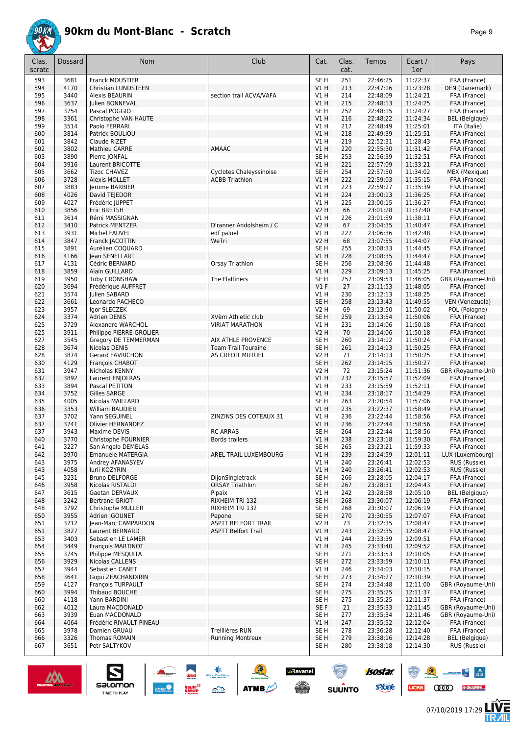# 90km du Mont-Blanc - Scratch

| Clas. scratc | Dossard | Nom | Club | Cat. | Clas. cat. | Temps | Ecart / 1er | Pays |
|---|---|---|---|---|---|---|---|---|
| 593 | 3681 | Franck MOUSTIER | | SE H | 251 | 22:46:25 | 11:22:37 | FRA (France) |
| 594 | 4170 | Christian LUNDSTEEN | | V1 H | 213 | 22:47:16 | 11:23:28 | DEN (Danemark) |
| 595 | 3440 | Alexis BEAURIN | section trail ACVA/VAFA | V1 H | 214 | 22:48:09 | 11:24:21 | FRA (France) |
| 596 | 3637 | Julien BONNEVAL | | V1 H | 215 | 22:48:13 | 11:24:25 | FRA (France) |
| 597 | 3754 | Pascal POGGIO | | SE H | 252 | 22:48:15 | 11:24:27 | FRA (France) |
| 598 | 3361 | Christophe VAN HAUTE | | V1 H | 216 | 22:48:22 | 11:24:34 | BEL (Belgique) |
| 599 | 3514 | Paolo FERRARI | | V1 H | 217 | 22:48:49 | 11:25:01 | ITA (Italie) |
| 600 | 3814 | Patrick BOULIOU | | V1 H | 218 | 22:49:39 | 11:25:51 | FRA (France) |
| 601 | 3842 | Claude RIZET | | V1 H | 219 | 22:52:31 | 11:28:43 | FRA (France) |
| 602 | 3802 | Mathieu CARRE | AMAAC | V1 H | 220 | 22:55:30 | 11:31:42 | FRA (France) |
| 603 | 3890 | Pierre JONFAL | | SE H | 253 | 22:56:39 | 11:32:51 | FRA (France) |
| 604 | 3916 | Laurent BRICOTTE | | V1 H | 221 | 22:57:09 | 11:33:21 | FRA (France) |
| 605 | 3662 | Tizoc CHAVEZ | Cyclotes Chaleyssinoise | SE H | 254 | 22:57:50 | 11:34:02 | MEX (Mexique) |
| 606 | 3728 | Alexis MOLLET | ACBB Triathlon | V1 H | 222 | 22:59:03 | 11:35:15 | FRA (France) |
| 607 | 3883 | Jerome BARBIER | | V1 H | 223 | 22:59:27 | 11:35:39 | FRA (France) |
| 608 | 4026 | David TEJEDOR | | V1 H | 224 | 23:00:13 | 11:36:25 | FRA (France) |
| 609 | 4027 | Frédéric JUPPET | | V1 H | 225 | 23:00:15 | 11:36:27 | FRA (France) |
| 610 | 3856 | Eric BRETSH | | V2 H | 66 | 23:01:28 | 11:37:40 | FRA (France) |
| 611 | 3614 | Rémi MASSIGNAN | | V1 H | 226 | 23:01:59 | 11:38:11 | FRA (France) |
| 612 | 3410 | Patrick MENTZER | D'ranner Andolsheim / C | V2 H | 67 | 23:04:35 | 11:40:47 | FRA (France) |
| 613 | 3931 | Michel FAUVEL | edf paluel | V1 H | 227 | 23:06:36 | 11:42:48 | FRA (France) |
| 614 | 3847 | Franck JACOTTIN | WeTri | V2 H | 68 | 23:07:55 | 11:44:07 | FRA (France) |
| 615 | 3891 | Aurélien COQUARD | | SE H | 255 | 23:08:33 | 11:44:45 | FRA (France) |
| 616 | 4166 | Jean SENELLART | | V1 H | 228 | 23:08:35 | 11:44:47 | FRA (France) |
| 617 | 4131 | Cédric BERNARD | Orsay Triathlon | SE H | 256 | 23:08:36 | 11:44:48 | FRA (France) |
| 618 | 3859 | Alain GUILLARD | | V1 H | 229 | 23:09:13 | 11:45:25 | FRA (France) |
| 619 | 3950 | Toby CRONSHAW | The Flatliners | SE H | 257 | 23:09:53 | 11:46:05 | GBR (Royaume-Uni) |
| 620 | 3694 | Frédérique AUFFRET | | V1 F | 27 | 23:11:53 | 11:48:05 | FRA (France) |
| 621 | 3574 | Julien SABARD | | V1 H | 230 | 23:12:13 | 11:48:25 | FRA (France) |
| 622 | 3661 | Leonardo PACHECO | | SE H | 258 | 23:13:43 | 11:49:55 | VEN (Venezuela) |
| 623 | 3957 | Igor SLECZEK | | V2 H | 69 | 23:13:50 | 11:50:02 | POL (Pologne) |
| 624 | 3374 | Adrien DENIS | XVèm Athletic club | SE H | 259 | 23:13:54 | 11:50:06 | FRA (France) |
| 625 | 3729 | Alexandre WARCHOL | VIRIAT MARATHON | V1 H | 231 | 23:14:06 | 11:50:18 | FRA (France) |
| 625 | 3911 | Philippe PIERRE-GROLIER | | V2 H | 70 | 23:14:06 | 11:50:18 | FRA (France) |
| 627 | 3545 | Gregory DE TEMMERMAN | AIX ATHLE PROVENCE | SE H | 260 | 23:14:12 | 11:50:24 | FRA (France) |
| 628 | 3674 | Nicolas DENIS | Team Trail Touraine | SE H | 261 | 23:14:13 | 11:50:25 | FRA (France) |
| 628 | 3874 | Gerard FAVRICHON | AS CREDIT MUTUEL | V2 H | 71 | 23:14:13 | 11:50:25 | FRA (France) |
| 630 | 4129 | François CHABOT | | SE H | 262 | 23:14:15 | 11:50:27 | FRA (France) |
| 631 | 3947 | Nicholas KENNY | | V2 H | 72 | 23:15:24 | 11:51:36 | GBR (Royaume-Uni) |
| 632 | 3892 | Laurent ENJOLRAS | | V1 H | 232 | 23:15:57 | 11:52:09 | FRA (France) |
| 633 | 3894 | Pascal PETITON | | V1 H | 233 | 23:15:59 | 11:52:11 | FRA (France) |
| 634 | 3752 | Gilles SARGE | | V1 H | 234 | 23:18:17 | 11:54:29 | FRA (France) |
| 635 | 4005 | Nicolas MAILLARD | | SE H | 263 | 23:20:54 | 11:57:06 | FRA (France) |
| 636 | 3353 | William BAUDIER | | V1 H | 235 | 23:22:37 | 11:58:49 | FRA (France) |
| 637 | 3702 | Yann SEGUINEL | ZINZINS DES COTEAUX 31 | V1 H | 236 | 23:22:44 | 11:58:56 | FRA (France) |
| 637 | 3741 | Olivier HERNANDEZ | | V1 H | 236 | 23:22:44 | 11:58:56 | FRA (France) |
| 637 | 3943 | Maxime DEVIS | RC ARRAS | SE H | 264 | 23:22:44 | 11:58:56 | FRA (France) |
| 640 | 3770 | Christophe FOURNIER | Bords trailers | V1 H | 238 | 23:23:18 | 11:59:30 | FRA (France) |
| 641 | 3227 | San Angelo DEMELAS | | SE H | 265 | 23:23:21 | 11:59:33 | FRA (France) |
| 642 | 3970 | Emanuele MATERGIA | AREL TRAIL LUXEMBOURG | V1 H | 239 | 23:24:59 | 12:01:11 | LUX (Luxembourg) |
| 643 | 3975 | Andrey AFANASYEV | | V1 H | 240 | 23:26:41 | 12:02:53 | RUS (Russie) |
| 643 | 4058 | Iurii KOZYRIN | | V1 H | 240 | 23:26:41 | 12:02:53 | RUS (Russie) |
| 645 | 3231 | Bruno DELFORGE | DijonSingletrack | SE H | 266 | 23:28:05 | 12:04:17 | FRA (France) |
| 646 | 3958 | Nicolas RISTALDI | ORSAY Triathlon | SE H | 267 | 23:28:31 | 12:04:43 | FRA (France) |
| 647 | 3615 | Gaetan DERVAUX | Pipaix | V1 H | 242 | 23:28:58 | 12:05:10 | BEL (Belgique) |
| 648 | 3242 | Bertrand GRIOT | RIXHEIM TRI 132 | SE H | 268 | 23:30:07 | 12:06:19 | FRA (France) |
| 648 | 3792 | Christophe MULLER | RIXHEIM TRI 132 | SE H | 268 | 23:30:07 | 12:06:19 | FRA (France) |
| 650 | 3955 | Adrien IGOUNET | Pepone | SE H | 270 | 23:30:55 | 12:07:07 | FRA (France) |
| 651 | 3712 | Jean-Marc CAMPARDON | ASPTT BELFORT TRAIL | V2 H | 73 | 23:32:35 | 12:08:47 | FRA (France) |
| 651 | 3827 | Laurent BERNARD | ASPTT Belfort Trail | V1 H | 243 | 23:32:35 | 12:08:47 | FRA (France) |
| 653 | 3403 | Sebastien LE LAMER | | V1 H | 244 | 23:33:39 | 12:09:51 | FRA (France) |
| 654 | 3449 | François MARTINOT | | V1 H | 245 | 23:33:40 | 12:09:52 | FRA (France) |
| 655 | 3745 | Philippe MESQUITA | | SE H | 271 | 23:33:53 | 12:10:05 | FRA (France) |
| 656 | 3929 | Nicolas CALLENS | | SE H | 272 | 23:33:59 | 12:10:11 | FRA (France) |
| 657 | 3944 | Sebastien CANET | | V1 H | 246 | 23:34:03 | 12:10:15 | FRA (France) |
| 658 | 3641 | Gopu ZEACHANDIRIN | | SE H | 273 | 23:34:27 | 12:10:39 | FRA (France) |
| 659 | 4127 | François TURPAULT | | SE H | 274 | 23:34:48 | 12:11:00 | GBR (Royaume-Uni) |
| 660 | 3994 | Thibaud BOUCHE | | SE H | 275 | 23:35:25 | 12:11:37 | FRA (France) |
| 660 | 4118 | Yann BARDINI | | SE H | 275 | 23:35:25 | 12:11:37 | FRA (France) |
| 662 | 4012 | Laura MACDONALD | | SE F | 21 | 23:35:33 | 12:11:45 | GBR (Royaume-Uni) |
| 663 | 3939 | Euan MACDONALD | | SE H | 277 | 23:35:34 | 12:11:46 | GBR (Royaume-Uni) |
| 664 | 4064 | Frédéric RIVAULT PINEAU | | V1 H | 247 | 23:35:52 | 12:12:04 | FRA (France) |
| 665 | 3978 | Damien GRUAU | Treillières RUN | SE H | 278 | 23:36:28 | 12:12:40 | FRA (France) |
| 666 | 3326 | Thomas ROMAIN | Running Montreux | SE H | 279 | 23:38:16 | 12:14:28 | BEL (Belgique) |
| 667 | 3651 | Petr SALTYKOV | | SE H | 280 | 23:38:18 | 12:14:30 | RUS (Russie) |

07/10/2019 17:29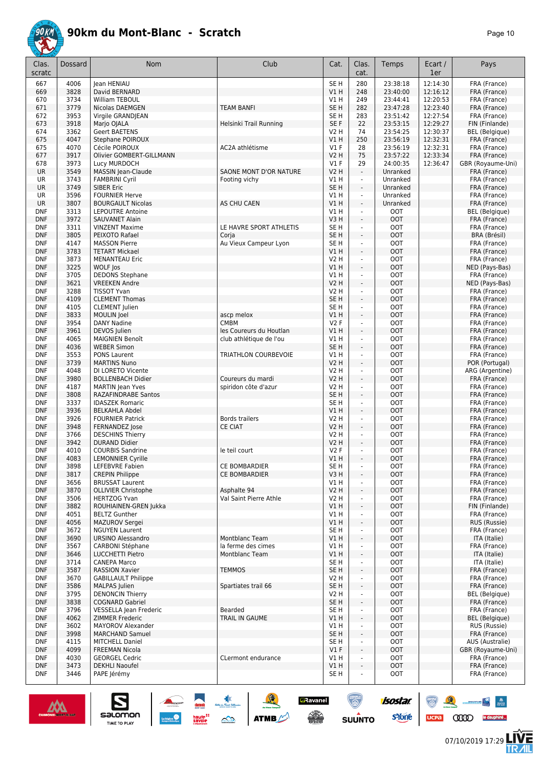# 90km du Mont-Blanc - Scratch

| Clas. scratc | Dossard | Nom | Club | Cat. | Clas. cat. | Temps | Ecart / 1er | Pays |
|---|---|---|---|---|---|---|---|---|
| 667 | 4006 | Jean HENIAU | | SE H | 280 | 23:38:18 | 12:14:30 | FRA (France) |
| 669 | 3828 | David BERNARD | | V1 H | 248 | 23:40:00 | 12:16:12 | FRA (France) |
| 670 | 3734 | William TEBOUL | | V1 H | 249 | 23:44:41 | 12:20:53 | FRA (France) |
| 671 | 3779 | Nicolas DAEMGEN | TEAM BANFI | SE H | 282 | 23:47:28 | 12:23:40 | FRA (France) |
| 672 | 3953 | Virgile GRANDJEAN | | SE H | 283 | 23:51:42 | 12:27:54 | FRA (France) |
| 673 | 3918 | Marjo OJALA | Helsinki Trail Running | SE F | 22 | 23:53:15 | 12:29:27 | FIN (Finlande) |
| 674 | 3362 | Geert BAETENS | | V2 H | 74 | 23:54:25 | 12:30:37 | BEL (Belgique) |
| 675 | 4047 | Stephane POIROUX | | V1 H | 250 | 23:56:19 | 12:32:31 | FRA (France) |
| 675 | 4070 | Cécile POIROUX | AC2A athlétisme | V1 F | 28 | 23:56:19 | 12:32:31 | FRA (France) |
| 677 | 3917 | Olivier GOMBERT-GILLMANN | | V2 H | 75 | 23:57:22 | 12:33:34 | FRA (France) |
| 678 | 3973 | Lucy MURDOCH | | V1 F | 29 | 24:00:35 | 12:36:47 | GBR (Royaume-Uni) |
| UR | 3549 | MASSIN Jean-Claude | SAONE MONT D'OR NATURE | V2 H | - | Unranked | | FRA (France) |
| UR | 3743 | FAMBRINI Cyril | Footing vichy | V1 H | - | Unranked | | FRA (France) |
| UR | 3749 | SIBER Eric | | SE H | - | Unranked | | FRA (France) |
| UR | 3596 | FOURNIER Herve | | V1 H | - | Unranked | | FRA (France) |
| UR | 3807 | BOURGAULT Nicolas | AS CHU CAEN | V1 H | - | Unranked | | FRA (France) |
| DNF | 3313 | LEPOUTRE Antoine | | V1 H | - | OOT | | BEL (Belgique) |
| DNF | 3972 | SAUVANET Alain | | V3 H | - | OOT | | FRA (France) |
| DNF | 3311 | VINZENT Maxime | LE HAVRE SPORT ATHLETIS | SE H | - | OOT | | FRA (France) |
| DNF | 3805 | PEIXOTO Rafael | Corja | SE H | - | OOT | | BRA (Brésil) |
| DNF | 4147 | MASSON Pierre | Au Vieux Campeur Lyon | SE H | - | OOT | | FRA (France) |
| DNF | 3783 | TETART Mickael | | V1 H | - | OOT | | FRA (France) |
| DNF | 3873 | MENANTEAU Eric | | V2 H | - | OOT | | FRA (France) |
| DNF | 3225 | WOLF Jos | | V1 H | - | OOT | | NED (Pays-Bas) |
| DNF | 3705 | DEDONS Stephane | | V1 H | - | OOT | | FRA (France) |
| DNF | 3621 | VREEKEN Andre | | V2 H | - | OOT | | NED (Pays-Bas) |
| DNF | 3288 | TISSOT Yvan | | V2 H | - | OOT | | FRA (France) |
| DNF | 4109 | CLEMENT Thomas | | SE H | - | OOT | | FRA (France) |
| DNF | 4105 | CLEMENT Julien | | SE H | - | OOT | | FRA (France) |
| DNF | 3833 | MOULIN Joel | ascp melox | V1 H | - | OOT | | FRA (France) |
| DNF | 3954 | DANY Nadine | CMBM | V2 F | - | OOT | | FRA (France) |
| DNF | 3961 | DEVOS Julien | les Coureurs du Houtlan | V1 H | - | OOT | | FRA (France) |
| DNF | 4065 | MAIGNIEN Benoît | club athlétique de l'ou | V1 H | - | OOT | | FRA (France) |
| DNF | 4036 | WEBER Simon | | SE H | - | OOT | | FRA (France) |
| DNF | 3553 | PONS Laurent | TRIATHLON COURBEVOIE | V1 H | - | OOT | | FRA (France) |
| DNF | 3739 | MARTINS Nuno | | V2 H | - | OOT | | POR (Portugal) |
| DNF | 4048 | DI LORETO Vicente | | V2 H | - | OOT | | ARG (Argentine) |
| DNF | 3980 | BOLLENBACH Didier | Coureurs du mardi | V2 H | - | OOT | | FRA (France) |
| DNF | 4187 | MARTIN Jean Yves | spiridon côte d'azur | V2 H | - | OOT | | FRA (France) |
| DNF | 3808 | RAZAFINDRABE Santos | | SE H | - | OOT | | FRA (France) |
| DNF | 3337 | IDASZEK Romaric | | SE H | - | OOT | | FRA (France) |
| DNF | 3936 | BELKAHLA Abdel | | V1 H | - | OOT | | FRA (France) |
| DNF | 3926 | FOURNIER Patrick | Bords trailers | V2 H | - | OOT | | FRA (France) |
| DNF | 3948 | FERNANDEZ Jose | CE CIAT | V2 H | - | OOT | | FRA (France) |
| DNF | 3766 | DESCHINS Thierry | | V2 H | - | OOT | | FRA (France) |
| DNF | 3942 | DURAND Didier | | V2 H | - | OOT | | FRA (France) |
| DNF | 4010 | COURBIS Sandrine | le teil court | V2 F | - | OOT | | FRA (France) |
| DNF | 4083 | LEMONNIER Cyrille | | V1 H | - | OOT | | FRA (France) |
| DNF | 3898 | LEFEBVRE Fabien | CE BOMBARDIER | SE H | - | OOT | | FRA (France) |
| DNF | 3817 | CREPIN Philippe | CE BOMBARDIER | V3 H | - | OOT | | FRA (France) |
| DNF | 3656 | BRUSSAT Laurent | | V1 H | - | OOT | | FRA (France) |
| DNF | 3870 | OLLIVIER Christophe | Asphalte 94 | V2 H | - | OOT | | FRA (France) |
| DNF | 3506 | HERTZOG Yvan | Val Saint Pierre Athle | V2 H | - | OOT | | FRA (France) |
| DNF | 3882 | ROUHIAINEN-GREN Jukka | | V1 H | - | OOT | | FIN (Finlande) |
| DNF | 4051 | BELTZ Gunther | | V1 H | - | OOT | | FRA (France) |
| DNF | 4056 | MAZUROV Sergei | | V1 H | - | OOT | | RUS (Russie) |
| DNF | 3672 | NGUYEN Laurent | | SE H | - | OOT | | FRA (France) |
| DNF | 3690 | URSINO Alessandro | Montblanc Team | V1 H | - | OOT | | ITA (Italie) |
| DNF | 3567 | CARBONI Stéphane | la ferme des cimes | V1 H | - | OOT | | FRA (France) |
| DNF | 3646 | LUCCHETTI Pietro | Montblanc Team | V1 H | - | OOT | | ITA (Italie) |
| DNF | 3714 | CANEPA Marco | | SE H | - | OOT | | ITA (Italie) |
| DNF | 3587 | RASSION Xavier | TEMMOS | SE H | - | OOT | | FRA (France) |
| DNF | 3670 | GABILLAULT Philippe | | V2 H | - | OOT | | FRA (France) |
| DNF | 3586 | MALPAS Julien | Spartiates trail 66 | SE H | - | OOT | | FRA (France) |
| DNF | 3795 | DENONCIN Thierry | | V2 H | - | OOT | | BEL (Belgique) |
| DNF | 3838 | COGNARD Gabriel | | SE H | - | OOT | | FRA (France) |
| DNF | 3796 | VESSELLA Jean Frederic | Bearded | SE H | - | OOT | | FRA (France) |
| DNF | 4062 | ZIMMER Frederic | TRAIL IN GAUME | V1 H | - | OOT | | BEL (Belgique) |
| DNF | 3602 | MAYOROV Alexander | | V1 H | - | OOT | | RUS (Russie) |
| DNF | 3998 | MARCHAND Samuel | | SE H | - | OOT | | FRA (France) |
| DNF | 4115 | MITCHELL Daniel | | SE H | - | OOT | | AUS (Australie) |
| DNF | 4099 | FREEMAN Nicola | | V1 F | - | OOT | | GBR (Royaume-Uni) |
| DNF | 4030 | GEORGEL Cedric | CLermont endurance | V1 H | - | OOT | | FRA (France) |
| DNF | 3473 | DEKHLI Naoufel | | V1 H | - | OOT | | FRA (France) |
| DNF | 3446 | PAPE Jérémy | | SE H | - | OOT | | FRA (France) |

07/10/2019 17:29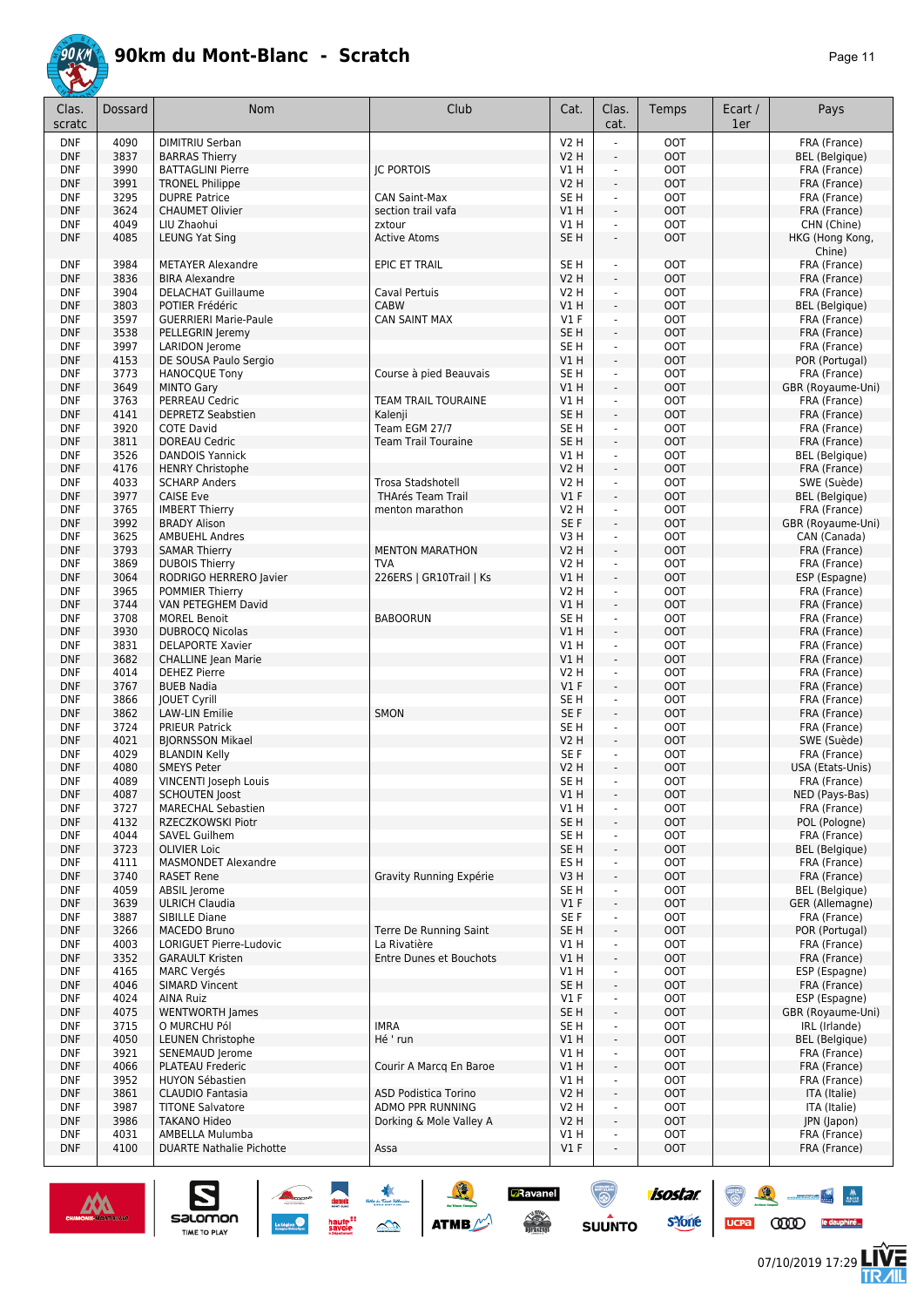# 90km du Mont-Blanc - Scratch

| Clas. scratc | Dossard | Nom | Club | Cat. | Clas. cat. | Temps | Ecart / 1er | Pays |
|---|---|---|---|---|---|---|---|---|
| DNF | 4090 | DIMITRIU Serban | | V2 H | - | OOT | | FRA (France) |
| DNF | 3837 | BARRAS Thierry | | V2 H | - | OOT | | BEL (Belgique) |
| DNF | 3990 | BATTAGLINI Pierre | JC PORTOIS | V1 H | - | OOT | | FRA (France) |
| DNF | 3991 | TRONEL Philippe | | V2 H | - | OOT | | FRA (France) |
| DNF | 3295 | DUPRE Patrice | CAN Saint-Max | SE H | - | OOT | | FRA (France) |
| DNF | 3624 | CHAUMET Olivier | section trail vafa | V1 H | - | OOT | | FRA (France) |
| DNF | 4049 | LIU Zhaohui | zxtour | V1 H | - | OOT | | CHN (Chine) |
| DNF | 4085 | LEUNG Yat Sing | Active Atoms | SE H | - | OOT | | HKG (Hong Kong, Chine) |
| DNF | 3984 | METAYER Alexandre | EPIC ET TRAIL | SE H | - | OOT | | FRA (France) |
| DNF | 3836 | BIRA Alexandre | | V2 H | - | OOT | | FRA (France) |
| DNF | 3904 | DELACHAT Guillaume | Caval Pertuis | V2 H | - | OOT | | FRA (France) |
| DNF | 3803 | POTIER Frédéric | CABW | V1 H | - | OOT | | BEL (Belgique) |
| DNF | 3597 | GUERRIERI Marie-Paule | CAN SAINT MAX | V1 F | - | OOT | | FRA (France) |
| DNF | 3538 | PELLEGRIN Jeremy | | SE H | - | OOT | | FRA (France) |
| DNF | 3997 | LARIDON Jerome | | SE H | - | OOT | | FRA (France) |
| DNF | 4153 | DE SOUSA Paulo Sergio | | V1 H | - | OOT | | POR (Portugal) |
| DNF | 3773 | HANOCQUE Tony | Course à pied Beauvais | SE H | - | OOT | | FRA (France) |
| DNF | 3649 | MINTO Gary | | V1 H | - | OOT | | GBR (Royaume-Uni) |
| DNF | 3763 | PERREAU Cedric | TEAM TRAIL TOURAINE | V1 H | - | OOT | | FRA (France) |
| DNF | 4141 | DEPRETZ Seabstien | Kalenji | SE H | - | OOT | | FRA (France) |
| DNF | 3920 | COTE David | Team EGM 27/7 | SE H | - | OOT | | FRA (France) |
| DNF | 3811 | DOREAU Cedric | Team Trail Touraine | SE H | - | OOT | | FRA (France) |
| DNF | 3526 | DANDOIS Yannick | | V1 H | - | OOT | | BEL (Belgique) |
| DNF | 4176 | HENRY Christophe | | V2 H | - | OOT | | FRA (France) |
| DNF | 4033 | SCHARP Anders | Trosa Stadshotell | V2 H | - | OOT | | SWE (Suède) |
| DNF | 3977 | CAISE Eve | THArés Team Trail | V1 F | - | OOT | | BEL (Belgique) |
| DNF | 3765 | IMBERT Thierry | menton marathon | V2 H | - | OOT | | FRA (France) |
| DNF | 3992 | BRADY Alison | | SE F | - | OOT | | GBR (Royaume-Uni) |
| DNF | 3625 | AMBUEHL Andres | | V3 H | - | OOT | | CAN (Canada) |
| DNF | 3793 | SAMAR Thierry | MENTON MARATHON | V2 H | - | OOT | | FRA (France) |
| DNF | 3869 | DUBOIS Thierry | TVA | V2 H | - | OOT | | FRA (France) |
| DNF | 3064 | RODRIGO HERRERO Javier | 226ERS \| GR10Trail \| Ks | V1 H | - | OOT | | ESP (Espagne) |
| DNF | 3965 | POMMIER Thierry | | V2 H | - | OOT | | FRA (France) |
| DNF | 3744 | VAN PETEGHEM David | | V1 H | - | OOT | | FRA (France) |
| DNF | 3708 | MOREL Benoit | BABOORUN | SE H | - | OOT | | FRA (France) |
| DNF | 3930 | DUBROCQ Nicolas | | V1 H | - | OOT | | FRA (France) |
| DNF | 3831 | DELAPORTE Xavier | | V1 H | - | OOT | | FRA (France) |
| DNF | 3682 | CHALLINE Jean Marie | | V1 H | - | OOT | | FRA (France) |
| DNF | 4014 | DEHEZ Pierre | | V2 H | - | OOT | | FRA (France) |
| DNF | 3767 | BUEB Nadia | | V1 F | - | OOT | | FRA (France) |
| DNF | 3866 | JOUET Cyrill | | SE H | - | OOT | | FRA (France) |
| DNF | 3862 | LAW-LIN Emilie | SMON | SE F | - | OOT | | FRA (France) |
| DNF | 3724 | PRIEUR Patrick | | SE H | - | OOT | | FRA (France) |
| DNF | 4021 | BJORNSSON Mikael | | V2 H | - | OOT | | SWE (Suède) |
| DNF | 4029 | BLANDIN Kelly | | SE F | - | OOT | | FRA (France) |
| DNF | 4080 | SMEYS Peter | | V2 H | - | OOT | | USA (Etats-Unis) |
| DNF | 4089 | VINCENTI Joseph Louis | | SE H | - | OOT | | FRA (France) |
| DNF | 4087 | SCHOUTEN Joost | | V1 H | - | OOT | | NED (Pays-Bas) |
| DNF | 3727 | MARECHAL Sebastien | | V1 H | - | OOT | | FRA (France) |
| DNF | 4132 | RZECZKOWSKI Piotr | | SE H | - | OOT | | POL (Pologne) |
| DNF | 4044 | SAVEL Guilhem | | SE H | - | OOT | | FRA (France) |
| DNF | 3723 | OLIVIER Loic | | SE H | - | OOT | | BEL (Belgique) |
| DNF | 4111 | MASMONDET Alexandre | | ES H | - | OOT | | FRA (France) |
| DNF | 3740 | RASET Rene | Gravity Running Expérie | V3 H | - | OOT | | FRA (France) |
| DNF | 4059 | ABSIL Jerome | | SE H | - | OOT | | BEL (Belgique) |
| DNF | 3639 | ULRICH Claudia | | V1 F | - | OOT | | GER (Allemagne) |
| DNF | 3887 | SIBILLE Diane | | SE F | - | OOT | | FRA (France) |
| DNF | 3266 | MACEDO Bruno | Terre De Running Saint | SE H | - | OOT | | POR (Portugal) |
| DNF | 4003 | LORIGUET Pierre-Ludovic | La Rivatière | V1 H | - | OOT | | FRA (France) |
| DNF | 3352 | GARAULT Kristen | Entre Dunes et Bouchots | V1 H | - | OOT | | FRA (France) |
| DNF | 4165 | MARC Vergés | | V1 H | - | OOT | | ESP (Espagne) |
| DNF | 4046 | SIMARD Vincent | | SE H | - | OOT | | FRA (France) |
| DNF | 4024 | AINA Ruiz | | V1 F | - | OOT | | ESP (Espagne) |
| DNF | 4075 | WENTWORTH James | | SE H | - | OOT | | GBR (Royaume-Uni) |
| DNF | 3715 | O MURCHU Pól | IMRA | SE H | - | OOT | | IRL (Irlande) |
| DNF | 4050 | LEUNEN Christophe | Hé ' run | V1 H | - | OOT | | BEL (Belgique) |
| DNF | 3921 | SENEMAUD Jerome | | V1 H | - | OOT | | FRA (France) |
| DNF | 4066 | PLATEAU Frederic | Courir A Marcq En Baroe | V1 H | - | OOT | | FRA (France) |
| DNF | 3952 | HUYON Sébastien | | V1 H | - | OOT | | FRA (France) |
| DNF | 3861 | CLAUDIO Fantasia | ASD Podistica Torino | V2 H | - | OOT | | ITA (Italie) |
| DNF | 3987 | TITONE Salvatore | ADMO PPR RUNNING | V2 H | - | OOT | | ITA (Italie) |
| DNF | 3986 | TAKANO Hideo | Dorking & Mole Valley A | V2 H | - | OOT | | JPN (Japon) |
| DNF | 4031 | AMBELLA Mulumba | | V1 H | - | OOT | | FRA (France) |
| DNF | 4100 | DUARTE Nathalie Pichotte | Assa | V1 F | - | OOT | | FRA (France) |

07/10/2019 17:29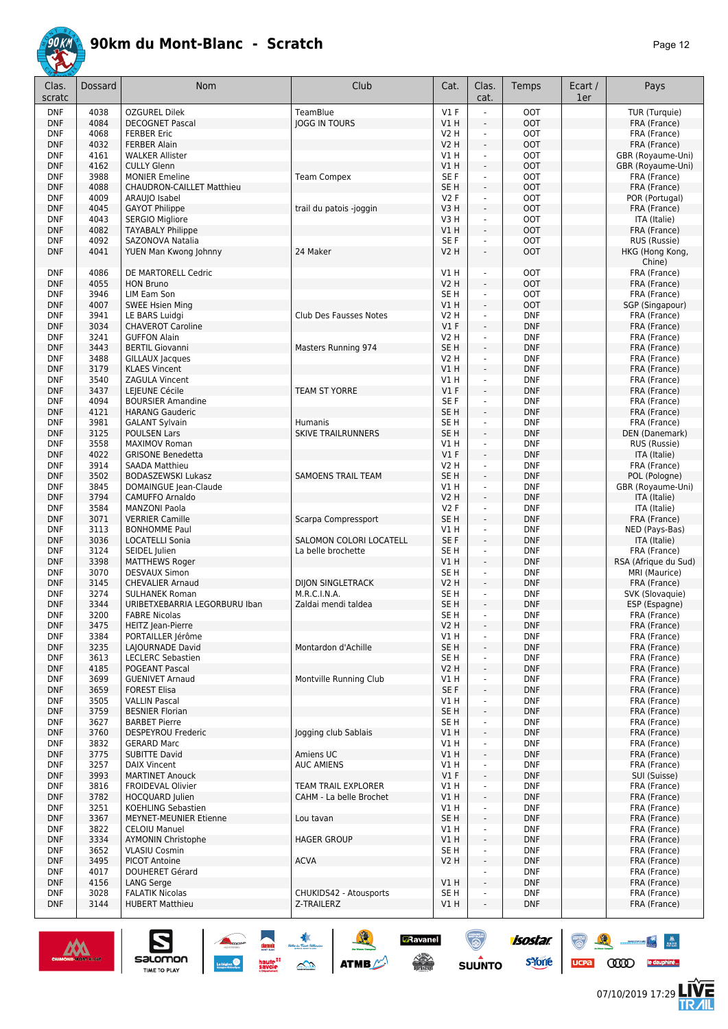# 90km du Mont-Blanc - Scratch

| Clas. scratc | Dossard | Nom | Club | Cat. | Clas. cat. | Temps | Ecart / 1er | Pays |
|---|---|---|---|---|---|---|---|---|
| DNF | 4038 | OZGUREL Dilek | TeamBlue | V1 F | - | OOT | | TUR (Turquie) |
| DNF | 4084 | DECOGNET Pascal | JOGG IN TOURS | V1 H | - | OOT | | FRA (France) |
| DNF | 4068 | FERBER Eric | | V2 H | - | OOT | | FRA (France) |
| DNF | 4032 | FERBER Alain | | V2 H | - | OOT | | FRA (France) |
| DNF | 4161 | WALKER Allister | | V1 H | - | OOT | | GBR (Royaume-Uni) |
| DNF | 4162 | CULLY Glenn | | V1 H | - | OOT | | GBR (Royaume-Uni) |
| DNF | 3988 | MONIER Emeline | Team Compex | SE F | - | OOT | | FRA (France) |
| DNF | 4088 | CHAUDRON-CAILLET Matthieu | | SE H | - | OOT | | FRA (France) |
| DNF | 4009 | ARAUJO Isabel | | V2 F | - | OOT | | POR (Portugal) |
| DNF | 4045 | GAYOT Philippe | trail du patois -joggin | V3 H | - | OOT | | FRA (France) |
| DNF | 4043 | SERGIO Migliore | | V3 H | - | OOT | | ITA (Italie) |
| DNF | 4082 | TAYABALY Philippe | | V1 H | - | OOT | | FRA (France) |
| DNF | 4092 | SAZONOVA Natalia | | SE F | - | OOT | | RUS (Russie) |
| DNF | 4041 | YUEN Man Kwong Johnny | 24 Maker | V2 H | - | OOT | | HKG (Hong Kong, Chine) |
| DNF | 4086 | DE MARTORELL Cedric | | V1 H | - | OOT | | FRA (France) |
| DNF | 4055 | HON Bruno | | V2 H | - | OOT | | FRA (France) |
| DNF | 3946 | LIM Eam Son | | SE H | - | OOT | | FRA (France) |
| DNF | 4007 | SWEE Hsien Ming | | V1 H | - | OOT | | SGP (Singapour) |
| DNF | 3941 | LE BARS Luidgi | Club Des Fausses Notes | V2 H | - | DNF | | FRA (France) |
| DNF | 3034 | CHAVEROT Caroline | | V1 F | - | DNF | | FRA (France) |
| DNF | 3241 | GUFFON Alain | | V2 H | - | DNF | | FRA (France) |
| DNF | 3443 | BERTIL Giovanni | Masters Running 974 | SE H | - | DNF | | FRA (France) |
| DNF | 3488 | GILLAUX Jacques | | V2 H | - | DNF | | FRA (France) |
| DNF | 3179 | KLAES Vincent | | V1 H | - | DNF | | FRA (France) |
| DNF | 3540 | ZAGULA Vincent | | V1 H | - | DNF | | FRA (France) |
| DNF | 3437 | LEJEUNE Cécile | TEAM ST YORRE | V1 F | - | DNF | | FRA (France) |
| DNF | 4094 | BOURSIER Amandine | | SE F | - | DNF | | FRA (France) |
| DNF | 4121 | HARANG Gauderic | | SE H | - | DNF | | FRA (France) |
| DNF | 3981 | GALANT Sylvain | Humanis | SE H | - | DNF | | FRA (France) |
| DNF | 3125 | POULSEN Lars | SKIVE TRAILRUNNERS | SE H | - | DNF | | DEN (Danemark) |
| DNF | 3558 | MAXIMOV Roman | | V1 H | - | DNF | | RUS (Russie) |
| DNF | 4022 | GRISONE Benedetta | | V1 F | - | DNF | | ITA (Italie) |
| DNF | 3914 | SAADA Matthieu | | V2 H | - | DNF | | FRA (France) |
| DNF | 3502 | BODASZEWSKI Lukasz | SAMOENS TRAIL TEAM | SE H | - | DNF | | POL (Pologne) |
| DNF | 3845 | DOMAINGUE Jean-Claude | | V1 H | - | DNF | | GBR (Royaume-Uni) |
| DNF | 3794 | CAMUFFO Arnaldo | | V2 H | - | DNF | | ITA (Italie) |
| DNF | 3584 | MANZONI Paola | | V2 F | - | DNF | | ITA (Italie) |
| DNF | 3071 | VERRIER Camille | Scarpa Compressport | SE H | - | DNF | | FRA (France) |
| DNF | 3113 | BONHOMME Paul | | V1 H | - | DNF | | NED (Pays-Bas) |
| DNF | 3036 | LOCATELLI Sonia | SALOMON COLORI LOCATELL | SE F | - | DNF | | ITA (Italie) |
| DNF | 3124 | SEIDEL Julien | La belle brochette | SE H | - | DNF | | FRA (France) |
| DNF | 3398 | MATTHEWS Roger | | V1 H | - | DNF | | RSA (Afrique du Sud) |
| DNF | 3070 | DESVAUX Simon | | SE H | - | DNF | | MRI (Maurice) |
| DNF | 3145 | CHEVALIER Arnaud | DIJON SINGLETRACK | V2 H | - | DNF | | FRA (France) |
| DNF | 3274 | SULHANEK Roman | M.R.C.I.N.A. | SE H | - | DNF | | SVK (Slovaquie) |
| DNF | 3344 | URIBETXEBARRIA LEGORBURU Iban | Zaldai mendi taldea | SE H | - | DNF | | ESP (Espagne) |
| DNF | 3200 | FABRE Nicolas | | SE H | - | DNF | | FRA (France) |
| DNF | 3475 | HEITZ Jean-Pierre | | V2 H | - | DNF | | FRA (France) |
| DNF | 3384 | PORTAILLER Jérôme | | V1 H | - | DNF | | FRA (France) |
| DNF | 3235 | LAJOURNADE David | Montardon d'Achille | SE H | - | DNF | | FRA (France) |
| DNF | 3613 | LECLERC Sebastien | | SE H | - | DNF | | FRA (France) |
| DNF | 4185 | POGEANT Pascal | | V2 H | - | DNF | | FRA (France) |
| DNF | 3699 | GUENIVET Arnaud | Montville Running Club | V1 H | - | DNF | | FRA (France) |
| DNF | 3659 | FOREST Elisa | | SE F | - | DNF | | FRA (France) |
| DNF | 3505 | VALLIN Pascal | | V1 H | - | DNF | | FRA (France) |
| DNF | 3759 | BESNIER Florian | | SE H | - | DNF | | FRA (France) |
| DNF | 3627 | BARBET Pierre | | SE H | - | DNF | | FRA (France) |
| DNF | 3760 | DESPEYROU Frederic | Jogging club Sablais | V1 H | - | DNF | | FRA (France) |
| DNF | 3832 | GERARD Marc | | V1 H | - | DNF | | FRA (France) |
| DNF | 3775 | SUBITTE David | Amiens UC | V1 H | - | DNF | | FRA (France) |
| DNF | 3257 | DAIX Vincent | AUC AMIENS | V1 H | - | DNF | | FRA (France) |
| DNF | 3993 | MARTINET Anouck | | V1 F | - | DNF | | SUI (Suisse) |
| DNF | 3816 | FROIDEVAL Olivier | TEAM TRAIL EXPLORER | V1 H | - | DNF | | FRA (France) |
| DNF | 3782 | HOCQUARD Julien | CAHM - La belle Brochet | V1 H | - | DNF | | FRA (France) |
| DNF | 3251 | KOEHLING Sebastien | | V1 H | - | DNF | | FRA (France) |
| DNF | 3367 | MEYNET-MEUNIER Etienne | Lou tavan | SE H | - | DNF | | FRA (France) |
| DNF | 3822 | CELOIU Manuel | | V1 H | - | DNF | | FRA (France) |
| DNF | 3334 | AYMONIN Christophe | HAGER GROUP | V1 H | - | DNF | | FRA (France) |
| DNF | 3652 | VLASIU Cosmin | | SE H | - | DNF | | FRA (France) |
| DNF | 3495 | PICOT Antoine | ACVA | V2 H | - | DNF | | FRA (France) |
| DNF | 4017 | DOUHERET Gérard | | | - | DNF | | FRA (France) |
| DNF | 4156 | LANG Serge | | V1 H | - | DNF | | FRA (France) |
| DNF | 3028 | FALATIK Nicolas | CHUKIDS42 - Atousports | SE H | - | DNF | | FRA (France) |
| DNF | 3144 | HUBERT Matthieu | Z-TRAILERZ | V1 H | - | DNF | | FRA (France) |

07/10/2019 17:29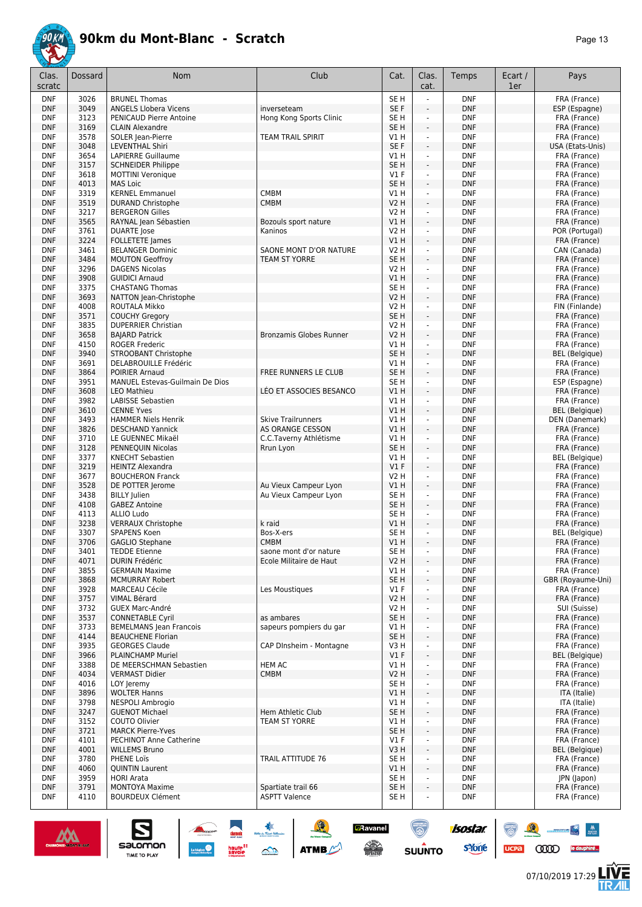# 90km du Mont-Blanc - Scratch

| Clas. scratc | Dossard | Nom | Club | Cat. | Clas. cat. | Temps | Ecart / 1er | Pays |
|---|---|---|---|---|---|---|---|---|
| DNF | 3026 | BRUNEL Thomas | | SE H | - | DNF | | FRA (France) |
| DNF | 3049 | ANGELS Llobera Vicens | inverseteam | SE F | - | DNF | | ESP (Espagne) |
| DNF | 3123 | PENICAUD Pierre Antoine | Hong Kong Sports Clinic | SE H | - | DNF | | FRA (France) |
| DNF | 3169 | CLAIN Alexandre | | SE H | - | DNF | | FRA (France) |
| DNF | 3578 | SOLER Jean-Pierre | TEAM TRAIL SPIRIT | V1 H | - | DNF | | FRA (France) |
| DNF | 3048 | LEVENTHAL Shiri | | SE F | - | DNF | | USA (Etats-Unis) |
| DNF | 3654 | LAPIERRE Guillaume | | V1 H | - | DNF | | FRA (France) |
| DNF | 3157 | SCHNEIDER Philippe | | SE H | - | DNF | | FRA (France) |
| DNF | 3618 | MOTTINI Veronique | | V1 F | - | DNF | | FRA (France) |
| DNF | 4013 | MAS Loic | | SE H | - | DNF | | FRA (France) |
| DNF | 3319 | KERNEL Emmanuel | CMBM | V1 H | - | DNF | | FRA (France) |
| DNF | 3519 | DURAND Christophe | CMBM | V2 H | - | DNF | | FRA (France) |
| DNF | 3217 | BERGERON Gilles | | V2 H | - | DNF | | FRA (France) |
| DNF | 3565 | RAYNAL Jean Sébastien | Bozouls sport nature | V1 H | - | DNF | | FRA (France) |
| DNF | 3761 | DUARTE Jose | Kaninos | V2 H | - | DNF | | POR (Portugal) |
| DNF | 3224 | FOLLETETE James | | V1 H | - | DNF | | FRA (France) |
| DNF | 3461 | BELANGER Dominic | SAONE MONT D'OR NATURE | V2 H | - | DNF | | CAN (Canada) |
| DNF | 3484 | MOUTON Geoffroy | TEAM ST YORRE | SE H | - | DNF | | FRA (France) |
| DNF | 3296 | DAGENS Nicolas | | V2 H | - | DNF | | FRA (France) |
| DNF | 3908 | GUIDICI Arnaud | | V1 H | - | DNF | | FRA (France) |
| DNF | 3375 | CHASTANG Thomas | | SE H | - | DNF | | FRA (France) |
| DNF | 3693 | NATTON Jean-Christophe | | V2 H | - | DNF | | FRA (France) |
| DNF | 4008 | ROUTALA Mikko | | V2 H | - | DNF | | FIN (Finlande) |
| DNF | 3571 | COUCHY Gregory | | SE H | - | DNF | | FRA (France) |
| DNF | 3835 | DUPERRIER Christian | | V2 H | - | DNF | | FRA (France) |
| DNF | 3658 | BAJARD Patrick | Bronzamis Globes Runner | V2 H | - | DNF | | FRA (France) |
| DNF | 4150 | ROGER Frederic | | V1 H | - | DNF | | FRA (France) |
| DNF | 3940 | STROOBANT Christophe | | SE H | - | DNF | | BEL (Belgique) |
| DNF | 3691 | DELABROUILLE Frédéric | | V1 H | - | DNF | | FRA (France) |
| DNF | 3864 | POIRIER Arnaud | FREE RUNNERS LE CLUB | SE H | - | DNF | | FRA (France) |
| DNF | 3951 | MANUEL Estevas-Guilmain De Dios | | SE H | - | DNF | | ESP (Espagne) |
| DNF | 3608 | LEO Mathieu | LÉO ET ASSOCIES BESANCO | V1 H | - | DNF | | FRA (France) |
| DNF | 3982 | LABISSE Sebastien | | V1 H | - | DNF | | FRA (France) |
| DNF | 3610 | CENNE Yves | | V1 H | - | DNF | | BEL (Belgique) |
| DNF | 3493 | HAMMER Niels Henrik | Skive Trailrunners | V1 H | - | DNF | | DEN (Danemark) |
| DNF | 3826 | DESCHAND Yannick | AS ORANGE CESSON | V1 H | - | DNF | | FRA (France) |
| DNF | 3710 | LE GUENNEC Mikaël | C.C.Taverny Athlétisme | V1 H | - | DNF | | FRA (France) |
| DNF | 3128 | PENNEQUIN Nicolas | Rrun Lyon | SE H | - | DNF | | FRA (France) |
| DNF | 3377 | KNECHT Sebastien | | V1 H | - | DNF | | BEL (Belgique) |
| DNF | 3219 | HEINTZ Alexandra | | V1 F | - | DNF | | FRA (France) |
| DNF | 3677 | BOUCHERON Franck | | V2 H | - | DNF | | FRA (France) |
| DNF | 3528 | DE POTTER Jerome | Au Vieux Campeur Lyon | V1 H | - | DNF | | FRA (France) |
| DNF | 3438 | BILLY Julien | Au Vieux Campeur Lyon | SE H | - | DNF | | FRA (France) |
| DNF | 4108 | GABEZ Antoine | | SE H | - | DNF | | FRA (France) |
| DNF | 4113 | ALLIO Ludo | | SE H | - | DNF | | FRA (France) |
| DNF | 3238 | VERRAUX Christophe | k raid | V1 H | - | DNF | | FRA (France) |
| DNF | 3307 | SPAPENS Koen | Bos-X-ers | SE H | - | DNF | | BEL (Belgique) |
| DNF | 3706 | GAGLIO Stephane | CMBM | V1 H | - | DNF | | FRA (France) |
| DNF | 3401 | TEDDE Etienne | saone mont d'or nature | SE H | - | DNF | | FRA (France) |
| DNF | 4071 | DURIN Frédéric | Ecole Militaire de Haut | V2 H | - | DNF | | FRA (France) |
| DNF | 3855 | GERMAIN Maxime | | V1 H | - | DNF | | FRA (France) |
| DNF | 3868 | MCMURRAY Robert | | SE H | - | DNF | | GBR (Royaume-Uni) |
| DNF | 3928 | MARCEAU Cécile | Les Moustiques | V1 F | - | DNF | | FRA (France) |
| DNF | 3757 | VIMAL Bérard | | V2 H | - | DNF | | FRA (France) |
| DNF | 3732 | GUEX Marc-André | | V2 H | - | DNF | | SUI (Suisse) |
| DNF | 3537 | CONNETABLE Cyril | as ambares | SE H | - | DNF | | FRA (France) |
| DNF | 3733 | BEMELMANS Jean Francois | sapeurs pompiers du gar | V1 H | - | DNF | | FRA (France) |
| DNF | 4144 | BEAUCHENE Florian | | SE H | - | DNF | | FRA (France) |
| DNF | 3935 | GEORGES Claude | CAP DInsheim - Montagne | V3 H | - | DNF | | FRA (France) |
| DNF | 3966 | PLAINCHAMP Muriel | | V1 F | - | DNF | | BEL (Belgique) |
| DNF | 3388 | DE MEERSCHMAN Sebastien | HEM AC | V1 H | - | DNF | | FRA (France) |
| DNF | 4034 | VERMAST Didier | CMBM | V2 H | - | DNF | | FRA (France) |
| DNF | 4016 | LOY Jeremy | | SE H | - | DNF | | FRA (France) |
| DNF | 3896 | WOLTER Hanns | | V1 H | - | DNF | | ITA (Italie) |
| DNF | 3798 | NESPOLI Ambrogio | | V1 H | - | DNF | | ITA (Italie) |
| DNF | 3247 | GUENOT Michael | Hem Athletic Club | SE H | - | DNF | | FRA (France) |
| DNF | 3152 | COUTO Olivier | TEAM ST YORRE | V1 H | - | DNF | | FRA (France) |
| DNF | 3721 | MARCK Pierre-Yves | | SE H | - | DNF | | FRA (France) |
| DNF | 4101 | PECHINOT Anne Catherine | | V1 F | - | DNF | | FRA (France) |
| DNF | 4001 | WILLEMS Bruno | | V3 H | - | DNF | | BEL (Belgique) |
| DNF | 3780 | PHENE Loïs | TRAIL ATTITUDE 76 | SE H | - | DNF | | FRA (France) |
| DNF | 4060 | QUINTIN Laurent | | V1 H | - | DNF | | FRA (France) |
| DNF | 3959 | HORI Arata | | SE H | - | DNF | | JPN (Japon) |
| DNF | 3791 | MONTOYA Maxime | Spartiate trail 66 | SE H | - | DNF | | FRA (France) |
| DNF | 4110 | BOURDEUX Clément | ASPTT Valence | SE H | - | DNF | | FRA (France) |

07/10/2019 17:29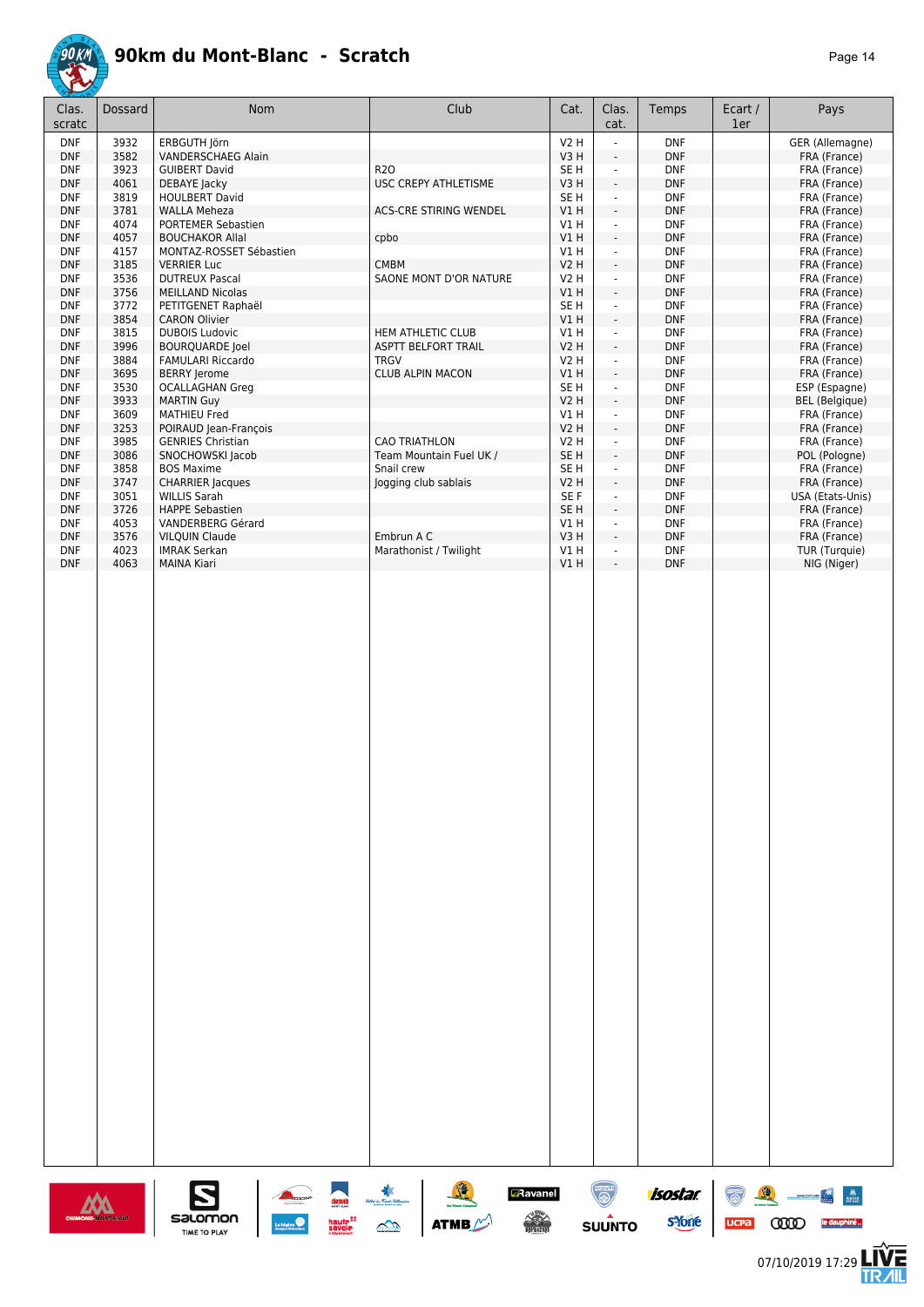# 90km du Mont-Blanc - Scratch

| Clas. scratc | Dossard | Nom | Club | Cat. | Clas. cat. | Temps | Ecart / 1er | Pays |
|---|---|---|---|---|---|---|---|---|
| DNF | 3932 | ERBGUTH Jörn | | V2 H | - | DNF | | GER (Allemagne) |
| DNF | 3582 | VANDERSCHAEG Alain | | V3 H | - | DNF | | FRA (France) |
| DNF | 3923 | GUIBERT David | R2O | SE H | - | DNF | | FRA (France) |
| DNF | 4061 | DEBAYE Jacky | USC CREPY ATHLETISME | V3 H | - | DNF | | FRA (France) |
| DNF | 3819 | HOULBERT David | | SE H | - | DNF | | FRA (France) |
| DNF | 3781 | WALLA Meheza | ACS-CRE STIRING WENDEL | V1 H | - | DNF | | FRA (France) |
| DNF | 4074 | PORTEMER Sebastien | | V1 H | - | DNF | | FRA (France) |
| DNF | 4057 | BOUCHAKOR Allal | cpbo | V1 H | - | DNF | | FRA (France) |
| DNF | 4157 | MONTAZ-ROSSET Sébastien | | V1 H | - | DNF | | FRA (France) |
| DNF | 3185 | VERRIER Luc | CMBM | V2 H | - | DNF | | FRA (France) |
| DNF | 3536 | DUTREUX Pascal | SAONE MONT D'OR NATURE | V2 H | - | DNF | | FRA (France) |
| DNF | 3756 | MEILLAND Nicolas | | V1 H | - | DNF | | FRA (France) |
| DNF | 3772 | PETITGENET Raphaël | | SE H | - | DNF | | FRA (France) |
| DNF | 3854 | CARON Olivier | | V1 H | - | DNF | | FRA (France) |
| DNF | 3815 | DUBOIS Ludovic | HEM ATHLETIC CLUB | V1 H | - | DNF | | FRA (France) |
| DNF | 3996 | BOURQUARDE Joel | ASPTT BELFORT TRAIL | V2 H | - | DNF | | FRA (France) |
| DNF | 3884 | FAMULARI Riccardo | TRGV | V2 H | - | DNF | | FRA (France) |
| DNF | 3695 | BERRY Jerome | CLUB ALPIN MACON | V1 H | - | DNF | | FRA (France) |
| DNF | 3530 | OCALLAGHAN Greg | | SE H | - | DNF | | ESP (Espagne) |
| DNF | 3933 | MARTIN Guy | | V2 H | - | DNF | | BEL (Belgique) |
| DNF | 3609 | MATHIEU Fred | | V1 H | - | DNF | | FRA (France) |
| DNF | 3253 | POIRAUD Jean-François | | V2 H | - | DNF | | FRA (France) |
| DNF | 3985 | GENRIES Christian | CAO TRIATHLON | V2 H | - | DNF | | FRA (France) |
| DNF | 3086 | SNOCHOWSKI Jacob | Team Mountain Fuel UK / | SE H | - | DNF | | POL (Pologne) |
| DNF | 3858 | BOS Maxime | Snail crew | SE H | - | DNF | | FRA (France) |
| DNF | 3747 | CHARRIER Jacques | Jogging club sablais | V2 H | - | DNF | | FRA (France) |
| DNF | 3051 | WILLIS Sarah | | SE F | - | DNF | | USA (Etats-Unis) |
| DNF | 3726 | HAPPE Sebastien | | SE H | - | DNF | | FRA (France) |
| DNF | 4053 | VANDERBERG Gérard | | V1 H | - | DNF | | FRA (France) |
| DNF | 3576 | VILQUIN Claude | Embrun A C | V3 H | - | DNF | | FRA (France) |
| DNF | 4023 | IMRAK Serkan | Marathonist / Twilight | V1 H | - | DNF | | TUR (Turquie) |
| DNF | 4063 | MAINA Kiari | | V1 H | - | DNF | | NIG (Niger) |

07/10/2019 17:29